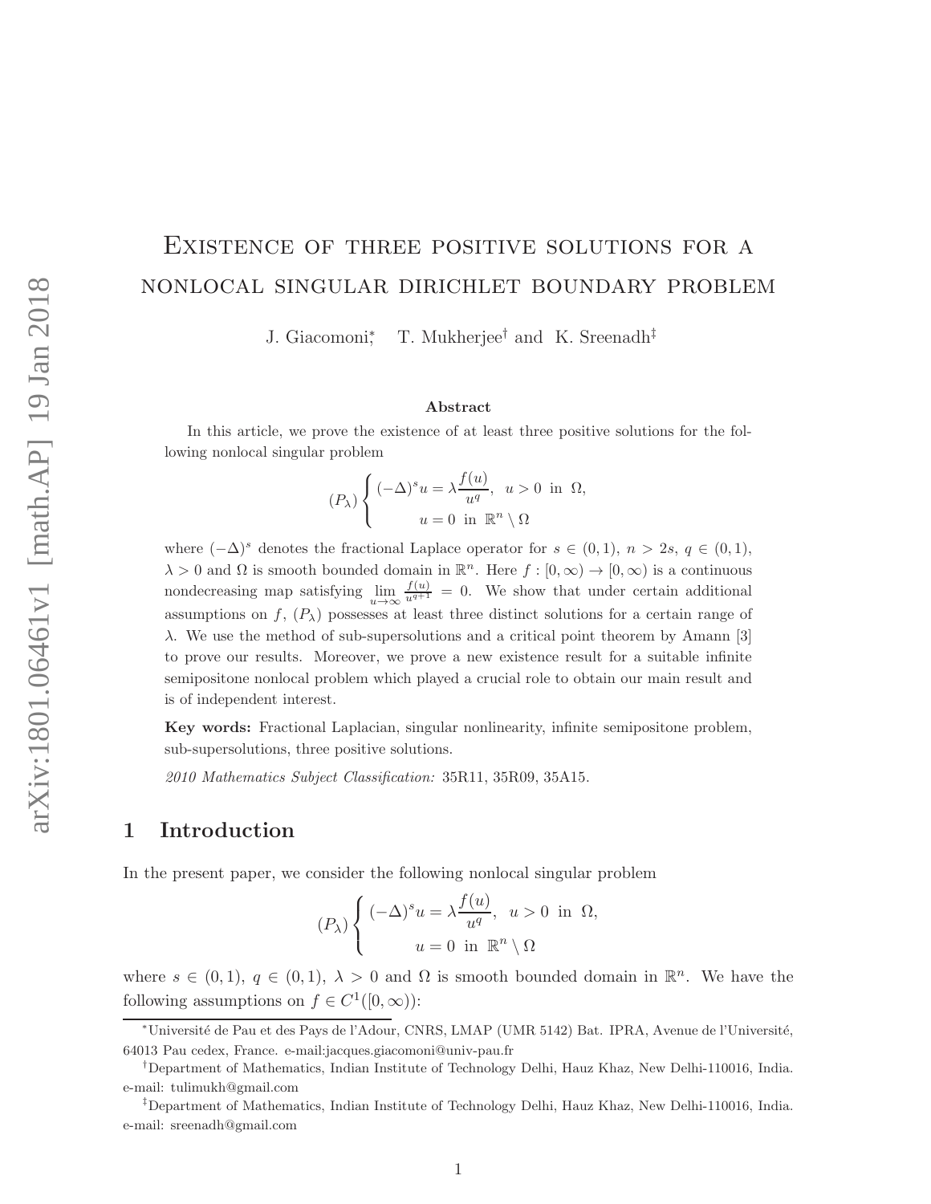# Existence of three positive solutions for a nonlocal singular Dirichlet boundary problem

J. Giacomoni[*], T. Mukherjee[†] and K. Sreenadh[‡]

**Abstract**

In this article, we prove the existence of at least three positive solutions for the following nonlocal singular problem

$$
(P_\lambda)\left\{
\begin{aligned}
(-\Delta)^s u &= \lambda \frac{f(u)}{u^q}, \;\; u > 0 \;\text{ in }\; \Omega,\\
u &= 0 \;\text{ in }\; \mathbb{R}^n \setminus \Omega
\end{aligned}
\right.
$$

where $(-\Delta)^s$ denotes the fractional Laplace operator for $s \in (0,1)$, $n > 2s$, $q \in (0,1)$, $\lambda > 0$ and $\Omega$ is smooth bounded domain in $\mathbb{R}^n$. Here $f : [0,\infty) \to [0,\infty)$ is a continuous nondecreasing map satisfying $\lim_{u\to\infty} \frac{f(u)}{u^{q+1}} = 0$. We show that under certain additional assumptions on $f$, $(P_\lambda)$ possesses at least three distinct solutions for a certain range of $\lambda$. We use the method of sub-supersolutions and a critical point theorem by Amann [3] to prove our results. Moreover, we prove a new existence result for a suitable infinite semipositone nonlocal problem which played a crucial role to obtain our main result and is of independent interest.

**Key words:** Fractional Laplacian, singular nonlinearity, infinite semipositone problem, sub-supersolutions, three positive solutions.

*2010 Mathematics Subject Classification:* 35R11, 35R09, 35A15.

## 1 Introduction

In the present paper, we consider the following nonlocal singular problem

$$
(P_\lambda)\left\{
\begin{aligned}
(-\Delta)^s u &= \lambda \frac{f(u)}{u^q}, \;\; u > 0 \;\text{ in }\; \Omega,\\
u &= 0 \;\text{ in }\; \mathbb{R}^n \setminus \Omega
\end{aligned}
\right.
$$

where $s \in (0,1)$, $q \in (0,1)$, $\lambda > 0$ and $\Omega$ is smooth bounded domain in $\mathbb{R}^n$. We have the following assumptions on $f \in C^1([0,\infty))$:

---

[*] Université de Pau et des Pays de l'Adour, CNRS, LMAP (UMR 5142) Bat. IPRA, Avenue de l'Université, 64013 Pau cedex, France. e-mail:jacques.giacomoni@univ-pau.fr

[†] Department of Mathematics, Indian Institute of Technology Delhi, Hauz Khaz, New Delhi-110016, India. e-mail: tulimukh@gmail.com

[‡] Department of Mathematics, Indian Institute of Technology Delhi, Hauz Khaz, New Delhi-110016, India. e-mail: sreenadh@gmail.com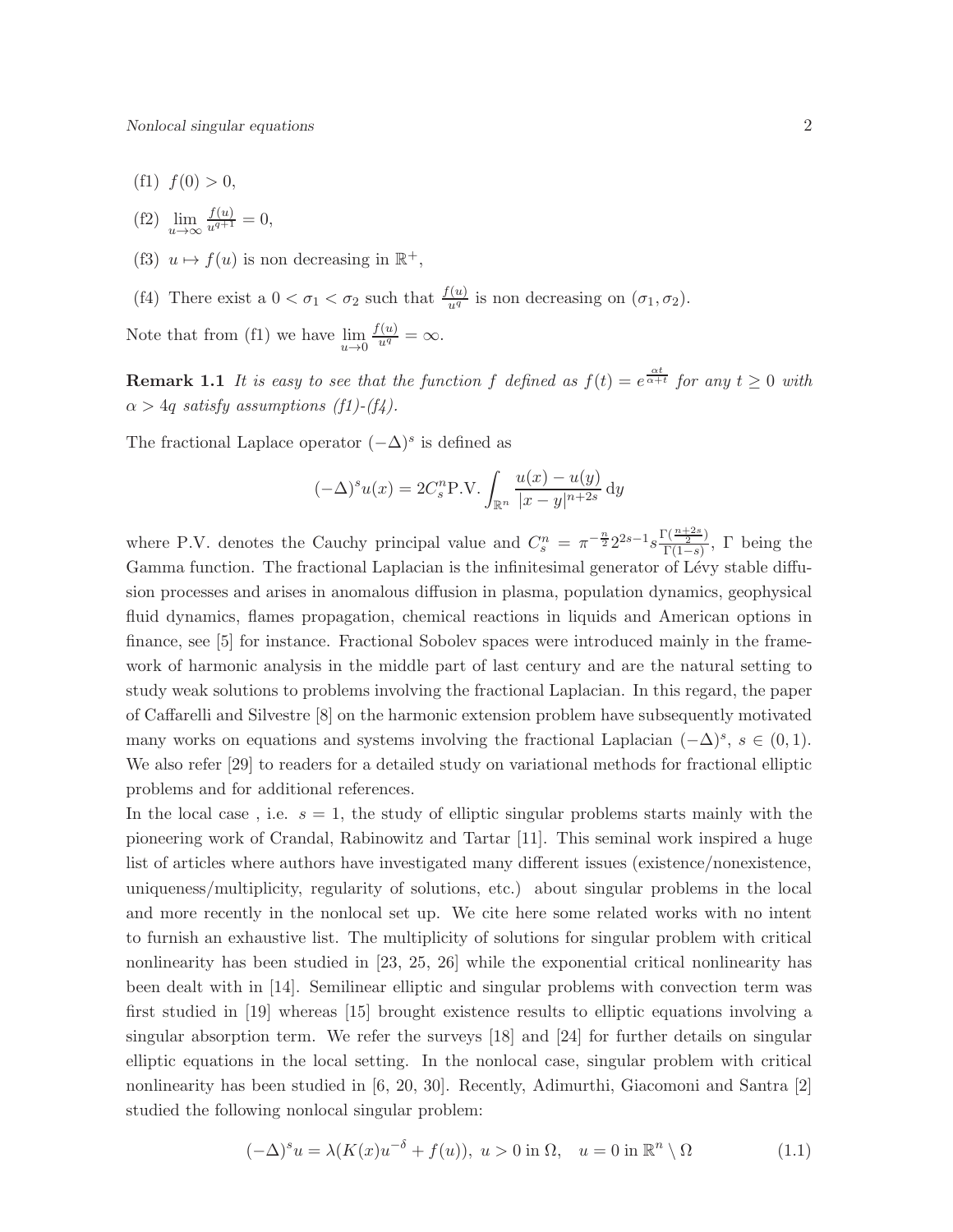- (f1) $f(0) > 0$,
- (f2) $\lim\limits_{u \to \infty} \frac{f(u)}{u^{q+1}} = 0$,
- (f3) $u \mapsto f(u)$ is non decreasing in $\mathbb{R}^+$,
- (f4) There exist a $0 < \sigma_1 < \sigma_2$ such that $\frac{f(u)}{u^q}$ is non decreasing on $(\sigma_1, \sigma_2)$.

Note that from (f1) we have $\lim\limits_{u \to 0} \frac{f(u)}{u^q} = \infty$.

**Remark 1.1** *It is easy to see that the function $f$ defined as $f(t) = e^{\frac{\alpha t}{\alpha + t}}$ for any $t \geq 0$ with $\alpha > 4q$ satisfy assumptions (f1)-(f4).*

The fractional Laplace operator $(-\Delta)^s$ is defined as

$$(-\Delta)^s u(x) = 2C_s^n \text{P.V.} \int_{\mathbb{R}^n} \frac{u(x) - u(y)}{|x-y|^{n+2s}} \, \mathrm{d}y$$

where P.V. denotes the Cauchy principal value and $C_s^n = \pi^{-\frac{n}{2}} 2^{2s-1} s \frac{\Gamma(\frac{n+2s}{2})}{\Gamma(1-s)}$, $\Gamma$ being the Gamma function. The fractional Laplacian is the infinitesimal generator of Lévy stable diffusion processes and arises in anomalous diffusion in plasma, population dynamics, geophysical fluid dynamics, flames propagation, chemical reactions in liquids and American options in finance, see [5] for instance. Fractional Sobolev spaces were introduced mainly in the framework of harmonic analysis in the middle part of last century and are the natural setting to study weak solutions to problems involving the fractional Laplacian. In this regard, the paper of Caffarelli and Silvestre [8] on the harmonic extension problem have subsequently motivated many works on equations and systems involving the fractional Laplacian $(-\Delta)^s$, $s \in (0,1)$. We also refer [29] to readers for a detailed study on variational methods for fractional elliptic problems and for additional references.

In the local case , i.e. $s = 1$, the study of elliptic singular problems starts mainly with the pioneering work of Crandal, Rabinowitz and Tartar [11]. This seminal work inspired a huge list of articles where authors have investigated many different issues (existence/nonexistence, uniqueness/multiplicity, regularity of solutions, etc.) about singular problems in the local and more recently in the nonlocal set up. We cite here some related works with no intent to furnish an exhaustive list. The multiplicity of solutions for singular problem with critical nonlinearity has been studied in [23, 25, 26] while the exponential critical nonlinearity has been dealt with in [14]. Semilinear elliptic and singular problems with convection term was first studied in [19] whereas [15] brought existence results to elliptic equations involving a singular absorption term. We refer the surveys [18] and [24] for further details on singular elliptic equations in the local setting. In the nonlocal case, singular problem with critical nonlinearity has been studied in [6, 20, 30]. Recently, Adimurthi, Giacomoni and Santra [2] studied the following nonlocal singular problem:

$$(-\Delta)^s u = \lambda (K(x) u^{-\delta} + f(u)), \; u > 0 \text{ in } \Omega, \quad u = 0 \text{ in } \mathbb{R}^n \setminus \Omega \tag{1.1}$$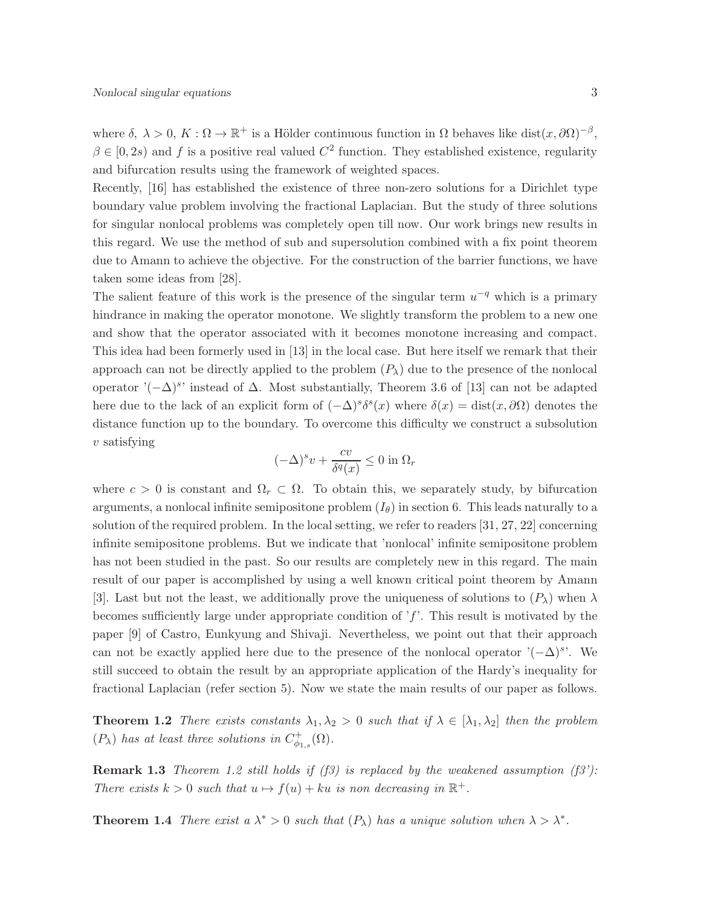where $\delta,\ \lambda > 0$, $K : \Omega \to \mathbb{R}^+$ is a Hölder continuous function in $\Omega$ behaves like $\text{dist}(x, \partial\Omega)^{-\beta}$, $\beta \in [0, 2s)$ and $f$ is a positive real valued $C^2$ function. They established existence, regularity and bifurcation results using the framework of weighted spaces.
Recently, [16] has established the existence of three non-zero solutions for a Dirichlet type boundary value problem involving the fractional Laplacian. But the study of three solutions for singular nonlocal problems was completely open till now. Our work brings new results in this regard. We use the method of sub and supersolution combined with a fix point theorem due to Amann to achieve the objective. For the construction of the barrier functions, we have taken some ideas from [28].
The salient feature of this work is the presence of the singular term $u^{-q}$ which is a primary hindrance in making the operator monotone. We slightly transform the problem to a new one and show that the operator associated with it becomes monotone increasing and compact. This idea had been formerly used in [13] in the local case. But here itself we remark that their approach can not be directly applied to the problem $(P_\lambda)$ due to the presence of the nonlocal operator '$(-\Delta)^s$' instead of $\Delta$. Most substantially, Theorem 3.6 of [13] can not be adapted here due to the lack of an explicit form of $(-\Delta)^s\delta^s(x)$ where $\delta(x) = \text{dist}(x, \partial\Omega)$ denotes the distance function up to the boundary. To overcome this difficulty we construct a subsolution $v$ satisfying

$$(-\Delta)^s v + \frac{cv}{\delta^q(x)} \leq 0 \text{ in } \Omega_r$$

where $c > 0$ is constant and $\Omega_r \subset \Omega$. To obtain this, we separately study, by bifurcation arguments, a nonlocal infinite semipositone problem $(I_\theta)$ in section 6. This leads naturally to a solution of the required problem. In the local setting, we refer to readers [31, 27, 22] concerning infinite semipositone problems. But we indicate that 'nonlocal' infinite semipositone problem has not been studied in the past. So our results are completely new in this regard. The main result of our paper is accomplished by using a well known critical point theorem by Amann [3]. Last but not the least, we additionally prove the uniqueness of solutions to $(P_\lambda)$ when $\lambda$ becomes sufficiently large under appropriate condition of '$f$'. This result is motivated by the paper [9] of Castro, Eunkyung and Shivaji. Nevertheless, we point out that their approach can not be exactly applied here due to the presence of the nonlocal operator '$(-\Delta)^s$'. We still succeed to obtain the result by an appropriate application of the Hardy's inequality for fractional Laplacian (refer section 5). Now we state the main results of our paper as follows.

**Theorem 1.2** *There exists constants $\lambda_1, \lambda_2 > 0$ such that if $\lambda \in [\lambda_1, \lambda_2]$ then the problem $(P_\lambda)$ has at least three solutions in $C^+_{\phi_{1,s}}(\Omega)$.*

**Remark 1.3** *Theorem 1.2 still holds if (f3) is replaced by the weakened assumption (f3'): There exists $k > 0$ such that $u \mapsto f(u) + ku$ is non decreasing in $\mathbb{R}^+$.*

**Theorem 1.4** *There exist a $\lambda^* > 0$ such that $(P_\lambda)$ has a unique solution when $\lambda > \lambda^*$.*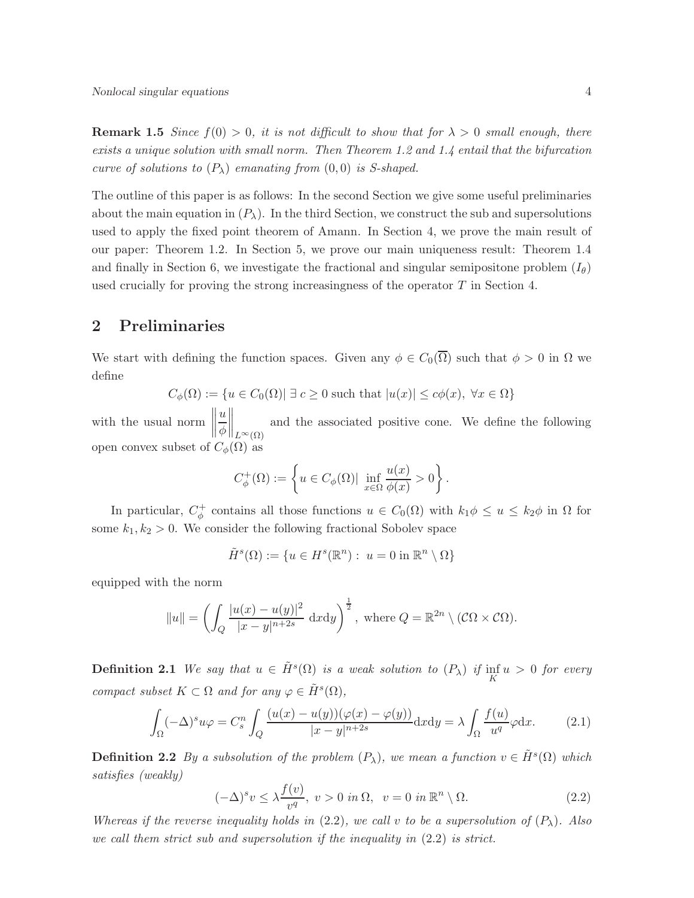**Remark 1.5** *Since $f(0) > 0$, it is not difficult to show that for $\lambda > 0$ small enough, there exists a unique solution with small norm. Then Theorem 1.2 and 1.4 entail that the bifurcation curve of solutions to $(P_\lambda)$ emanating from $(0,0)$ is S-shaped.*

The outline of this paper is as follows: In the second Section we give some useful preliminaries about the main equation in $(P_\lambda)$. In the third Section, we construct the sub and supersolutions used to apply the fixed point theorem of Amann. In Section 4, we prove the main result of our paper: Theorem 1.2. In Section 5, we prove our main uniqueness result: Theorem 1.4 and finally in Section 6, we investigate the fractional and singular semipositone problem $(I_\theta)$ used crucially for proving the strong increasingness of the operator $T$ in Section 4.

## 2 Preliminaries

We start with defining the function spaces. Given any $\phi \in C_0(\overline{\Omega})$ such that $\phi > 0$ in $\Omega$ we define

$$C_\phi(\Omega) := \{u \in C_0(\Omega) |\ \exists\, c \geq 0 \text{ such that } |u(x)| \leq c\phi(x),\ \forall x \in \Omega\}$$

with the usual norm $\left\| \dfrac{u}{\phi} \right\|_{L^\infty(\Omega)}$ and the associated positive cone. We define the following open convex subset of $C_\phi(\Omega)$ as

$$C_\phi^+(\Omega) := \left\{ u \in C_\phi(\Omega) |\ \inf_{x\in\Omega} \frac{u(x)}{\phi(x)} > 0 \right\}.$$

In particular, $C_\phi^+$ contains all those functions $u \in C_0(\Omega)$ with $k_1\phi \leq u \leq k_2\phi$ in $\Omega$ for some $k_1, k_2 > 0$. We consider the following fractional Sobolev space

$$\tilde{H}^s(\Omega) := \{u \in H^s(\mathbb{R}^n) :\ u = 0 \text{ in } \mathbb{R}^n \setminus \Omega\}$$

equipped with the norm

$$\|u\| = \left( \int_Q \frac{|u(x) - u(y)|^2}{|x-y|^{n+2s}}\, \mathrm{d}x\mathrm{d}y \right)^{\frac{1}{2}}, \text{ where } Q = \mathbb{R}^{2n} \setminus (\mathcal{C}\Omega \times \mathcal{C}\Omega).$$

**Definition 2.1** *We say that $u \in \tilde{H}^s(\Omega)$ is a weak solution to $(P_\lambda)$ if $\inf_K u > 0$ for every compact subset $K \subset \Omega$ and for any $\varphi \in \tilde{H}^s(\Omega)$,*

$$\int_\Omega (-\Delta)^s u\varphi = C_s^n \int_Q \frac{(u(x)-u(y))(\varphi(x)-\varphi(y))}{|x-y|^{n+2s}} \mathrm{d}x\mathrm{d}y = \lambda \int_\Omega \frac{f(u)}{u^q}\varphi \mathrm{d}x. \tag{2.1}$$

**Definition 2.2** *By a subsolution of the problem $(P_\lambda)$, we mean a function $v \in \tilde{H}^s(\Omega)$ which satisfies (weakly)*

$$(-\Delta)^s v \leq \lambda \frac{f(v)}{v^q},\ v > 0 \text{ in } \Omega,\ \ v = 0 \text{ in } \mathbb{R}^n \setminus \Omega. \tag{2.2}$$

*Whereas if the reverse inequality holds in (2.2), we call $v$ to be a supersolution of $(P_\lambda)$. Also we call them strict sub and supersolution if the inequality in (2.2) is strict.*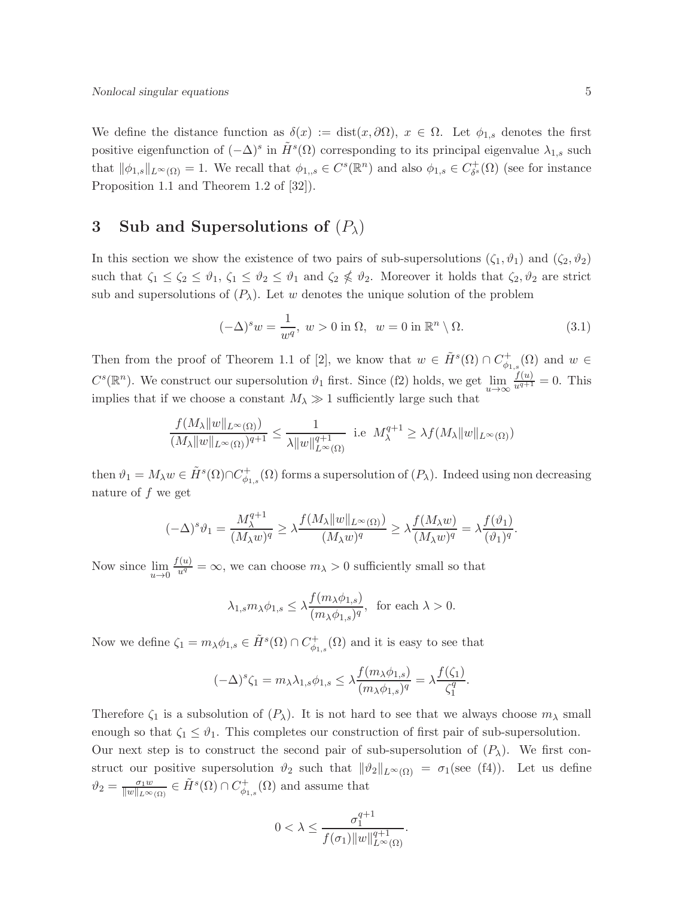We define the distance function as $\delta(x) := \text{dist}(x, \partial\Omega)$, $x \in \Omega$. Let $\phi_{1,s}$ denotes the first positive eigenfunction of $(-\Delta)^s$ in $\tilde{H}^s(\Omega)$ corresponding to its principal eigenvalue $\lambda_{1,s}$ such that $\|\phi_{1,s}\|_{L^\infty(\Omega)} = 1$. We recall that $\phi_{1,,s} \in C^s(\mathbb{R}^n)$ and also $\phi_{1,s} \in C^+_{\delta^s}(\Omega)$ (see for instance Proposition 1.1 and Theorem 1.2 of [32]).

## 3 Sub and Supersolutions of $(P_\lambda)$

In this section we show the existence of two pairs of sub-supersolutions $(\zeta_1, \vartheta_1)$ and $(\zeta_2, \vartheta_2)$ such that $\zeta_1 \leq \zeta_2 \leq \vartheta_1$, $\zeta_1 \leq \vartheta_2 \leq \vartheta_1$ and $\zeta_2 \nleq \vartheta_2$. Moreover it holds that $\zeta_2, \vartheta_2$ are strict sub and supersolutions of $(P_\lambda)$. Let $w$ denotes the unique solution of the problem

$$(-\Delta)^s w = \frac{1}{w^q},\ w > 0 \text{ in } \Omega,\ \ w = 0 \text{ in } \mathbb{R}^n \setminus \Omega. \tag{3.1}$$

Then from the proof of Theorem 1.1 of [2], we know that $w \in \tilde{H}^s(\Omega) \cap C^+_{\phi_{1,s}}(\Omega)$ and $w \in C^s(\mathbb{R}^n)$. We construct our supersolution $\vartheta_1$ first. Since (f2) holds, we get $\lim\limits_{u\to\infty} \frac{f(u)}{u^{q+1}} = 0$. This implies that if we choose a constant $M_\lambda \gg 1$ sufficiently large such that

$$\frac{f(M_\lambda \|w\|_{L^\infty(\Omega)})}{(M_\lambda \|w\|_{L^\infty(\Omega)})^{q+1}} \leq \frac{1}{\lambda \|w\|^{q+1}_{L^\infty(\Omega)}} \ \text{ i.e }\ M_\lambda^{q+1} \geq \lambda f(M_\lambda \|w\|_{L^\infty(\Omega)})$$

then $\vartheta_1 = M_\lambda w \in \tilde{H}^s(\Omega) \cap C^+_{\phi_{1,s}}(\Omega)$ forms a supersolution of $(P_\lambda)$. Indeed using non decreasing nature of $f$ we get

$$(-\Delta)^s \vartheta_1 = \frac{M_\lambda^{q+1}}{(M_\lambda w)^q} \geq \lambda \frac{f(M_\lambda \|w\|_{L^\infty(\Omega)})}{(M_\lambda w)^q} \geq \lambda \frac{f(M_\lambda w)}{(M_\lambda w)^q} = \lambda \frac{f(\vartheta_1)}{(\vartheta_1)^q}.$$

Now since $\lim\limits_{u\to 0} \frac{f(u)}{u^q} = \infty$, we can choose $m_\lambda > 0$ sufficiently small so that

$$\lambda_{1,s} m_\lambda \phi_{1,s} \leq \lambda \frac{f(m_\lambda \phi_{1,s})}{(m_\lambda \phi_{1,s})^q}, \ \text{ for each } \lambda > 0.$$

Now we define $\zeta_1 = m_\lambda \phi_{1,s} \in \tilde{H}^s(\Omega) \cap C^+_{\phi_{1,s}}(\Omega)$ and it is easy to see that

$$(-\Delta)^s \zeta_1 = m_\lambda \lambda_{1,s} \phi_{1,s} \leq \lambda \frac{f(m_\lambda \phi_{1,s})}{(m_\lambda \phi_{1,s})^q} = \lambda \frac{f(\zeta_1)}{\zeta_1^q}.$$

Therefore $\zeta_1$ is a subsolution of $(P_\lambda)$. It is not hard to see that we always choose $m_\lambda$ small enough so that $\zeta_1 \leq \vartheta_1$. This completes our construction of first pair of sub-supersolution.

Our next step is to construct the second pair of sub-supersolution of $(P_\lambda)$. We first construct our positive supersolution $\vartheta_2$ such that $\|\vartheta_2\|_{L^\infty(\Omega)} = \sigma_1$(see (f4)). Let us define $\vartheta_2 = \frac{\sigma_1 w}{\|w\|_{L^\infty(\Omega)}} \in \tilde{H}^s(\Omega) \cap C^+_{\phi_{1,s}}(\Omega)$ and assume that

$$0 < \lambda \leq \frac{\sigma_1^{q+1}}{f(\sigma_1)\|w\|^{q+1}_{L^\infty(\Omega)}}.$$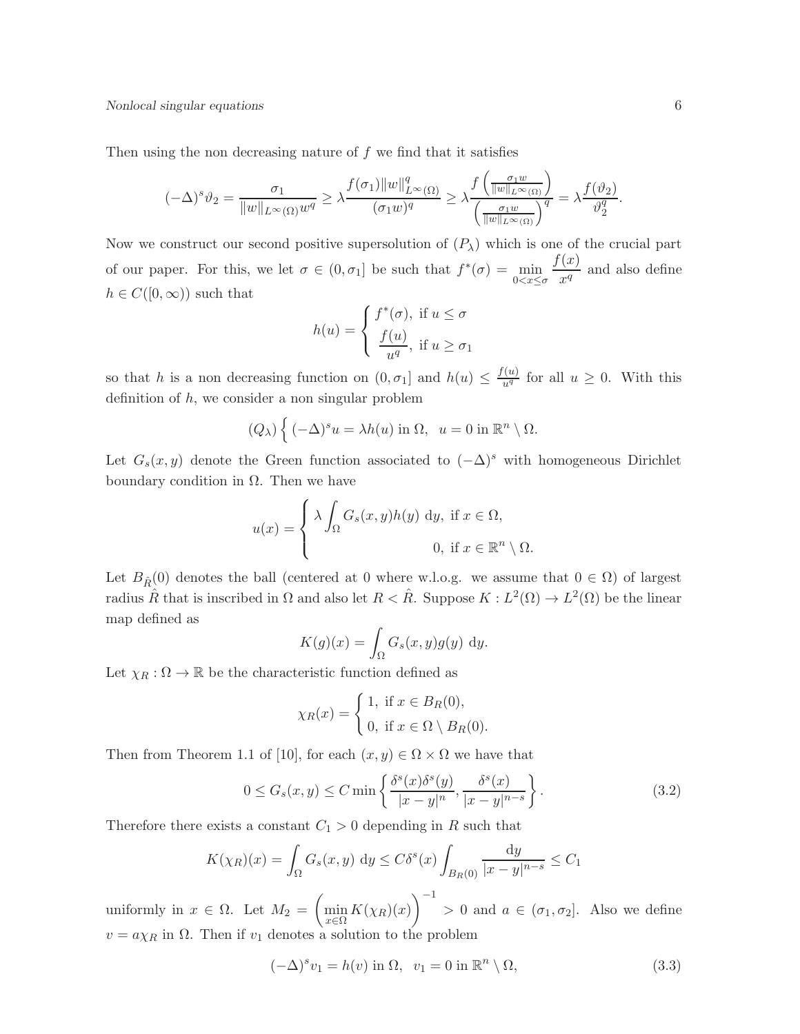Then using the non decreasing nature of $f$ we find that it satisfies

$$(-\Delta)^s \vartheta_2 = \frac{\sigma_1}{\|w\|_{L^\infty(\Omega)} w^q} \geq \lambda \frac{f(\sigma_1)\|w\|^q_{L^\infty(\Omega)}}{(\sigma_1 w)^q} \geq \lambda \frac{f\left(\frac{\sigma_1 w}{\|w\|_{L^\infty(\Omega)}}\right)}{\left(\frac{\sigma_1 w}{\|w\|_{L^\infty(\Omega)}}\right)^q} = \lambda \frac{f(\vartheta_2)}{\vartheta_2^q}.$$

Now we construct our second positive supersolution of $(P_\lambda)$ which is one of the crucial part of our paper. For this, we let $\sigma \in (0, \sigma_1]$ be such that $f^*(\sigma) = \min\limits_{0<x\leq\sigma} \dfrac{f(x)}{x^q}$ and also define $h \in C([0,\infty))$ such that

$$h(u) = \begin{cases} f^*(\sigma), \text{ if } u \leq \sigma \\ \dfrac{f(u)}{u^q}, \text{ if } u \geq \sigma_1 \end{cases}$$

so that $h$ is a non decreasing function on $(0, \sigma_1]$ and $h(u) \leq \frac{f(u)}{u^q}$ for all $u \geq 0$. With this definition of $h$, we consider a non singular problem

$$(Q_\lambda) \left\{ (-\Delta)^s u = \lambda h(u) \text{ in } \Omega, \;\; u = 0 \text{ in } \mathbb{R}^n \setminus \Omega. \right.$$

Let $G_s(x,y)$ denote the Green function associated to $(-\Delta)^s$ with homogeneous Dirichlet boundary condition in $\Omega$. Then we have

$$u(x) = \begin{cases} \lambda \displaystyle\int_\Omega G_s(x,y) h(y) \; \mathrm{d}y, \text{ if } x \in \Omega, \\ \qquad\qquad\qquad\qquad 0, \text{ if } x \in \mathbb{R}^n \setminus \Omega. \end{cases}$$

Let $B_{\hat{R}}(0)$ denotes the ball (centered at 0 where w.l.o.g. we assume that $0 \in \Omega$) of largest radius $\hat{R}$ that is inscribed in $\Omega$ and also let $R < \hat{R}$. Suppose $K : L^2(\Omega) \to L^2(\Omega)$ be the linear map defined as

$$K(g)(x) = \int_\Omega G_s(x,y) g(y) \; \mathrm{d}y.$$

Let $\chi_R : \Omega \to \mathbb{R}$ be the characteristic function defined as

$$\chi_R(x) = \begin{cases} 1, \text{ if } x \in B_R(0), \\ 0, \text{ if } x \in \Omega \setminus B_R(0). \end{cases}$$

Then from Theorem 1.1 of [10], for each $(x,y) \in \Omega \times \Omega$ we have that

$$0 \leq G_s(x,y) \leq C \min\left\{ \frac{\delta^s(x)\delta^s(y)}{|x-y|^n}, \frac{\delta^s(x)}{|x-y|^{n-s}} \right\}. \tag{3.2}$$

Therefore there exists a constant $C_1 > 0$ depending in $R$ such that

$$K(\chi_R)(x) = \int_\Omega G_s(x,y) \; \mathrm{d}y \leq C\delta^s(x) \int_{B_R(0)} \frac{\mathrm{d}y}{|x-y|^{n-s}} \leq C_1$$

uniformly in $x \in \Omega$. Let $M_2 = \left( \min\limits_{x\in\Omega} K(\chi_R)(x) \right)^{-1} > 0$ and $a \in (\sigma_1, \sigma_2]$. Also we define $v = a\chi_R$ in $\Omega$. Then if $v_1$ denotes a solution to the problem

$$(-\Delta)^s v_1 = h(v) \text{ in } \Omega, \;\; v_1 = 0 \text{ in } \mathbb{R}^n \setminus \Omega, \tag{3.3}$$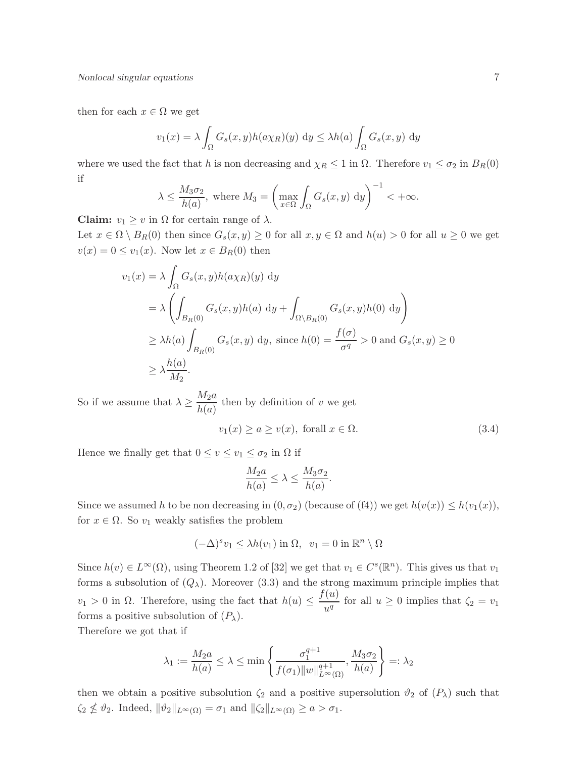then for each $x \in \Omega$ we get

$$v_1(x) = \lambda \int_\Omega G_s(x,y) h(a\chi_R)(y)\ \mathrm{d}y \leq \lambda h(a) \int_\Omega G_s(x,y)\ \mathrm{d}y$$

where we used the fact that $h$ is non decreasing and $\chi_R \leq 1$ in $\Omega$. Therefore $v_1 \leq \sigma_2$ in $B_R(0)$ if

$$\lambda \leq \frac{M_3 \sigma_2}{h(a)}, \text{ where } M_3 = \left( \max_{x \in \Omega} \int_\Omega G_s(x,y)\ \mathrm{d}y \right)^{-1} < +\infty.$$

**Claim:** $v_1 \geq v$ in $\Omega$ for certain range of $\lambda$.

Let $x \in \Omega \setminus B_R(0)$ then since $G_s(x,y) \geq 0$ for all $x, y \in \Omega$ and $h(u) > 0$ for all $u \geq 0$ we get $v(x) = 0 \leq v_1(x)$. Now let $x \in B_R(0)$ then

$$\begin{aligned}
v_1(x) &= \lambda \int_\Omega G_s(x,y) h(a\chi_R)(y)\ \mathrm{d}y \\
&= \lambda \left( \int_{B_R(0)} G_s(x,y) h(a)\ \mathrm{d}y + \int_{\Omega \setminus B_R(0)} G_s(x,y) h(0)\ \mathrm{d}y \right) \\
&\geq \lambda h(a) \int_{B_R(0)} G_s(x,y)\ \mathrm{d}y, \text{ since } h(0) = \frac{f(\sigma)}{\sigma^q} > 0 \text{ and } G_s(x,y) \geq 0 \\
&\geq \lambda \frac{h(a)}{M_2}.
\end{aligned}$$

So if we assume that $\lambda \geq \dfrac{M_2 a}{h(a)}$ then by definition of $v$ we get

$$v_1(x) \geq a \geq v(x), \text{ forall } x \in \Omega. \tag{3.4}$$

Hence we finally get that $0 \leq v \leq v_1 \leq \sigma_2$ in $\Omega$ if

$$\frac{M_2 a}{h(a)} \leq \lambda \leq \frac{M_3 \sigma_2}{h(a)}.$$

Since we assumed $h$ to be non decreasing in $(0, \sigma_2)$ (because of (f4)) we get $h(v(x)) \leq h(v_1(x))$, for $x \in \Omega$. So $v_1$ weakly satisfies the problem

$$(-\Delta)^s v_1 \leq \lambda h(v_1) \text{ in } \Omega, \ \ v_1 = 0 \text{ in } \mathbb{R}^n \setminus \Omega$$

Since $h(v) \in L^\infty(\Omega)$, using Theorem 1.2 of [32] we get that $v_1 \in C^s(\mathbb{R}^n)$. This gives us that $v_1$ forms a subsolution of $(Q_\lambda)$. Moreover (3.3) and the strong maximum principle implies that $v_1 > 0$ in $\Omega$. Therefore, using the fact that $h(u) \leq \dfrac{f(u)}{u^q}$ for all $u \geq 0$ implies that $\zeta_2 = v_1$ forms a positive subsolution of $(P_\lambda)$.

Therefore we got that if

$$\lambda_1 := \frac{M_2 a}{h(a)} \leq \lambda \leq \min \left\{ \frac{\sigma_1^{q+1}}{f(\sigma_1) \|w\|_{L^\infty(\Omega)}^{q+1}}, \frac{M_3 \sigma_2}{h(a)} \right\} =: \lambda_2$$

then we obtain a positive subsolution $\zeta_2$ and a positive supersolution $\vartheta_2$ of $(P_\lambda)$ such that $\zeta_2 \not\leq \vartheta_2$. Indeed, $\|\vartheta_2\|_{L^\infty(\Omega)} = \sigma_1$ and $\|\zeta_2\|_{L^\infty(\Omega)} \geq a > \sigma_1$.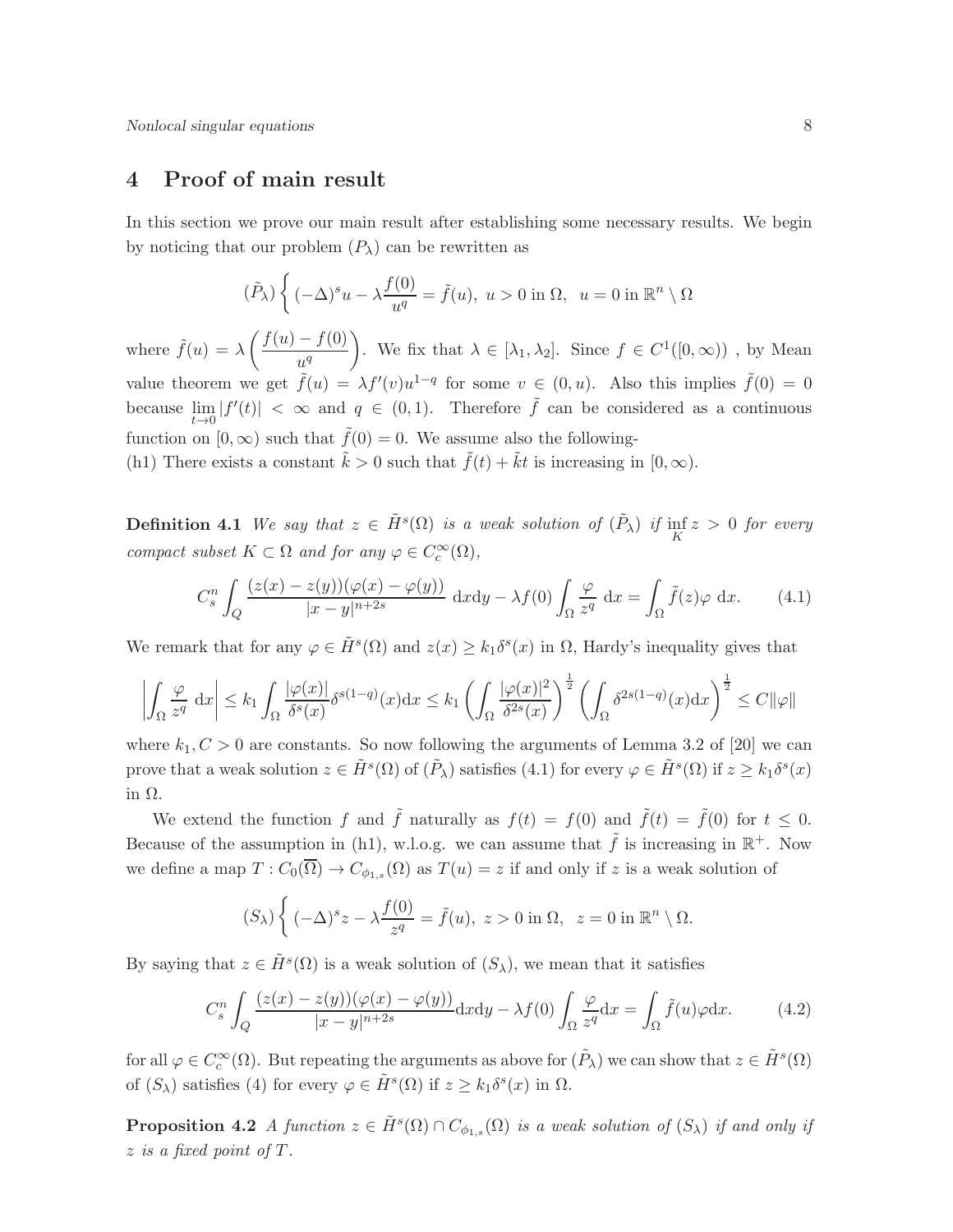## 4 Proof of main result

In this section we prove our main result after establishing some necessary results. We begin by noticing that our problem $(P_\lambda)$ can be rewritten as

$$(\tilde{P}_\lambda)\left\{ (-\Delta)^s u - \lambda \frac{f(0)}{u^q} = \tilde{f}(u),\ u > 0 \text{ in } \Omega,\ \ u = 0 \text{ in } \mathbb{R}^n \setminus \Omega \right.$$

where $\tilde{f}(u) = \lambda \left( \dfrac{f(u) - f(0)}{u^q} \right)$. We fix that $\lambda \in [\lambda_1, \lambda_2]$. Since $f \in C^1([0,\infty))$ , by Mean value theorem we get $\tilde{f}(u) = \lambda f'(v) u^{1-q}$ for some $v \in (0,u)$. Also this implies $\tilde{f}(0) = 0$ because $\lim_{t \to 0} |f'(t)| < \infty$ and $q \in (0,1)$. Therefore $\tilde{f}$ can be considered as a continuous function on $[0,\infty)$ such that $\tilde{f}(0) = 0$. We assume also the following-
(h1) There exists a constant $\tilde{k} > 0$ such that $\tilde{f}(t) + \tilde{k}t$ is increasing in $[0,\infty)$.

**Definition 4.1** *We say that $z \in \tilde{H}^s(\Omega)$ is a weak solution of $(\tilde{P}_\lambda)$ if $\inf_K z > 0$ for every compact subset $K \subset \Omega$ and for any $\varphi \in C_c^\infty(\Omega)$,*

$$C_s^n \int_Q \frac{(z(x) - z(y))(\varphi(x) - \varphi(y))}{|x-y|^{n+2s}}\ \mathrm{d}x\mathrm{d}y - \lambda f(0) \int_\Omega \frac{\varphi}{z^q}\ \mathrm{d}x = \int_\Omega \tilde{f}(z)\varphi\ \mathrm{d}x. \tag{4.1}$$

We remark that for any $\varphi \in \tilde{H}^s(\Omega)$ and $z(x) \geq k_1 \delta^s(x)$ in $\Omega$, Hardy's inequality gives that

$$\left| \int_\Omega \frac{\varphi}{z^q}\ \mathrm{d}x \right| \leq k_1 \int_\Omega \frac{|\varphi(x)|}{\delta^s(x)} \delta^{s(1-q)}(x) \mathrm{d}x \leq k_1 \left( \int_\Omega \frac{|\varphi(x)|^2}{\delta^{2s}(x)} \right)^{\frac{1}{2}} \left( \int_\Omega \delta^{2s(1-q)}(x) \mathrm{d}x \right)^{\frac{1}{2}} \leq C\|\varphi\|$$

where $k_1, C > 0$ are constants. So now following the arguments of Lemma 3.2 of [20] we can prove that a weak solution $z \in \tilde{H}^s(\Omega)$ of $(\tilde{P}_\lambda)$ satisfies (4.1) for every $\varphi \in \tilde{H}^s(\Omega)$ if $z \geq k_1 \delta^s(x)$ in $\Omega$.

We extend the function $f$ and $\tilde{f}$ naturally as $f(t) = f(0)$ and $\tilde{f}(t) = \tilde{f}(0)$ for $t \leq 0$. Because of the assumption in (h1), w.l.o.g. we can assume that $\tilde{f}$ is increasing in $\mathbb{R}^+$. Now we define a map $T : C_0(\overline{\Omega}) \to C_{\phi_{1,s}}(\Omega)$ as $T(u) = z$ if and only if $z$ is a weak solution of

$$(S_\lambda)\left\{ (-\Delta)^s z - \lambda \frac{f(0)}{z^q} = \tilde{f}(u),\ z > 0 \text{ in } \Omega,\ \ z = 0 \text{ in } \mathbb{R}^n \setminus \Omega. \right.$$

By saying that $z \in \tilde{H}^s(\Omega)$ is a weak solution of $(S_\lambda)$, we mean that it satisfies

$$C_s^n \int_Q \frac{(z(x) - z(y))(\varphi(x) - \varphi(y))}{|x-y|^{n+2s}} \mathrm{d}x\mathrm{d}y - \lambda f(0) \int_\Omega \frac{\varphi}{z^q} \mathrm{d}x = \int_\Omega \tilde{f}(u)\varphi \mathrm{d}x. \tag{4.2}$$

for all $\varphi \in C_c^\infty(\Omega)$. But repeating the arguments as above for $(\tilde{P}_\lambda)$ we can show that $z \in \tilde{H}^s(\Omega)$ of $(S_\lambda)$ satisfies (4) for every $\varphi \in \tilde{H}^s(\Omega)$ if $z \geq k_1 \delta^s(x)$ in $\Omega$.

**Proposition 4.2** *A function $z \in \tilde{H}^s(\Omega) \cap C_{\phi_{1,s}}(\Omega)$ is a weak solution of $(S_\lambda)$ if and only if $z$ is a fixed point of $T$.*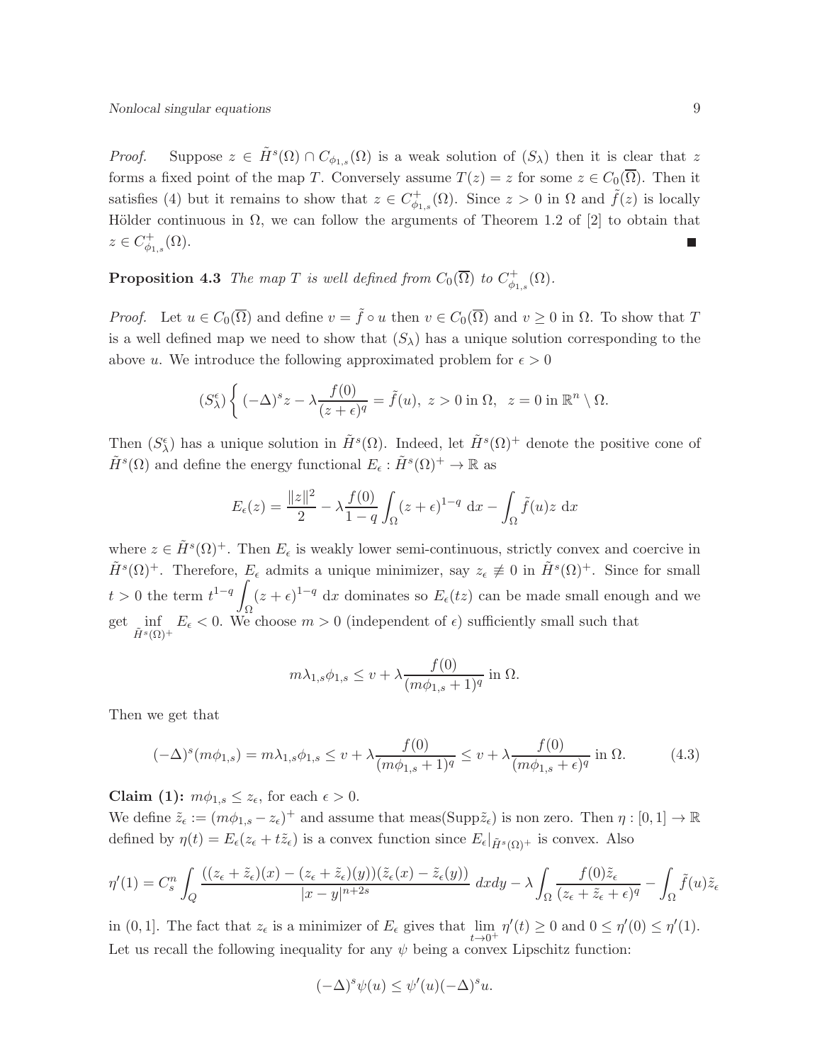*Proof.* Suppose $z \in \tilde{H}^s(\Omega) \cap C_{\phi_{1,s}}(\Omega)$ is a weak solution of $(S_\lambda)$ then it is clear that $z$ forms a fixed point of the map $T$. Conversely assume $T(z) = z$ for some $z \in C_0(\overline{\Omega})$. Then it satisfies (4) but it remains to show that $z \in C^+_{\phi_{1,s}}(\Omega)$. Since $z > 0$ in $\Omega$ and $\tilde{f}(z)$ is locally Hölder continuous in $\Omega$, we can follow the arguments of Theorem 1.2 of [2] to obtain that $z \in C^+_{\phi_{1,s}}(\Omega)$. ∎

**Proposition 4.3** *The map $T$ is well defined from $C_0(\overline{\Omega})$ to $C^+_{\phi_{1,s}}(\Omega)$.*

*Proof.* Let $u \in C_0(\overline{\Omega})$ and define $v = \tilde{f} \circ u$ then $v \in C_0(\overline{\Omega})$ and $v \geq 0$ in $\Omega$. To show that $T$ is a well defined map we need to show that $(S_\lambda)$ has a unique solution corresponding to the above $u$. We introduce the following approximated problem for $\epsilon > 0$

$$(S^\epsilon_\lambda) \left\{ (-\Delta)^s z - \lambda \frac{f(0)}{(z+\epsilon)^q} = \tilde{f}(u), \; z > 0 \text{ in } \Omega, \;\; z = 0 \text{ in } \mathbb{R}^n \setminus \Omega. \right.$$

Then $(S^\epsilon_\lambda)$ has a unique solution in $\tilde{H}^s(\Omega)$. Indeed, let $\tilde{H}^s(\Omega)^+$ denote the positive cone of $\tilde{H}^s(\Omega)$ and define the energy functional $E_\epsilon : \tilde{H}^s(\Omega)^+ \to \mathbb{R}$ as

$$E_\epsilon(z) = \frac{\|z\|^2}{2} - \lambda \frac{f(0)}{1-q} \int_\Omega (z+\epsilon)^{1-q} \, \mathrm{d}x - \int_\Omega \tilde{f}(u) z \, \mathrm{d}x$$

where $z \in \tilde{H}^s(\Omega)^+$. Then $E_\epsilon$ is weakly lower semi-continuous, strictly convex and coercive in $\tilde{H}^s(\Omega)^+$. Therefore, $E_\epsilon$ admits a unique minimizer, say $z_\epsilon \not\equiv 0$ in $\tilde{H}^s(\Omega)^+$. Since for small $t > 0$ the term $t^{1-q} \displaystyle\int_\Omega (z+\epsilon)^{1-q} \, \mathrm{d}x$ dominates so $E_\epsilon(tz)$ can be made small enough and we get $\displaystyle\inf_{\tilde{H}^s(\Omega)^+} E_\epsilon < 0$. We choose $m > 0$ (independent of $\epsilon$) sufficiently small such that

$$m\lambda_{1,s}\phi_{1,s} \leq v + \lambda \frac{f(0)}{(m\phi_{1,s}+1)^q} \text{ in } \Omega.$$

Then we get that

$$(-\Delta)^s(m\phi_{1,s}) = m\lambda_{1,s}\phi_{1,s} \leq v + \lambda \frac{f(0)}{(m\phi_{1,s}+1)^q} \leq v + \lambda \frac{f(0)}{(m\phi_{1,s}+\epsilon)^q} \text{ in } \Omega. \tag{4.3}$$

**Claim (1):** $m\phi_{1,s} \leq z_\epsilon$, for each $\epsilon > 0$.
We define $\tilde{z}_\epsilon := (m\phi_{1,s} - z_\epsilon)^+$ and assume that meas(Supp$\tilde{z}_\epsilon$) is non zero. Then $\eta : [0,1] \to \mathbb{R}$ defined by $\eta(t) = E_\epsilon(z_\epsilon + t\tilde{z}_\epsilon)$ is a convex function since $E_\epsilon|_{\tilde{H}^s(\Omega)^+}$ is convex. Also

$$\eta'(1) = C^n_s \int_Q \frac{((z_\epsilon + \tilde{z}_\epsilon)(x) - (z_\epsilon + \tilde{z}_\epsilon)(y))(\tilde{z}_\epsilon(x) - \tilde{z}_\epsilon(y))}{|x-y|^{n+2s}} \, dxdy - \lambda \int_\Omega \frac{f(0)\tilde{z}_\epsilon}{(z_\epsilon + \tilde{z}_\epsilon + \epsilon)^q} - \int_\Omega \tilde{f}(u)\tilde{z}_\epsilon$$

in $(0,1]$. The fact that $z_\epsilon$ is a minimizer of $E_\epsilon$ gives that $\displaystyle\lim_{t \to 0^+} \eta'(t) \geq 0$ and $0 \leq \eta'(0) \leq \eta'(1)$. Let us recall the following inequality for any $\psi$ being a convex Lipschitz function:

$$(-\Delta)^s \psi(u) \leq \psi'(u)(-\Delta)^s u.$$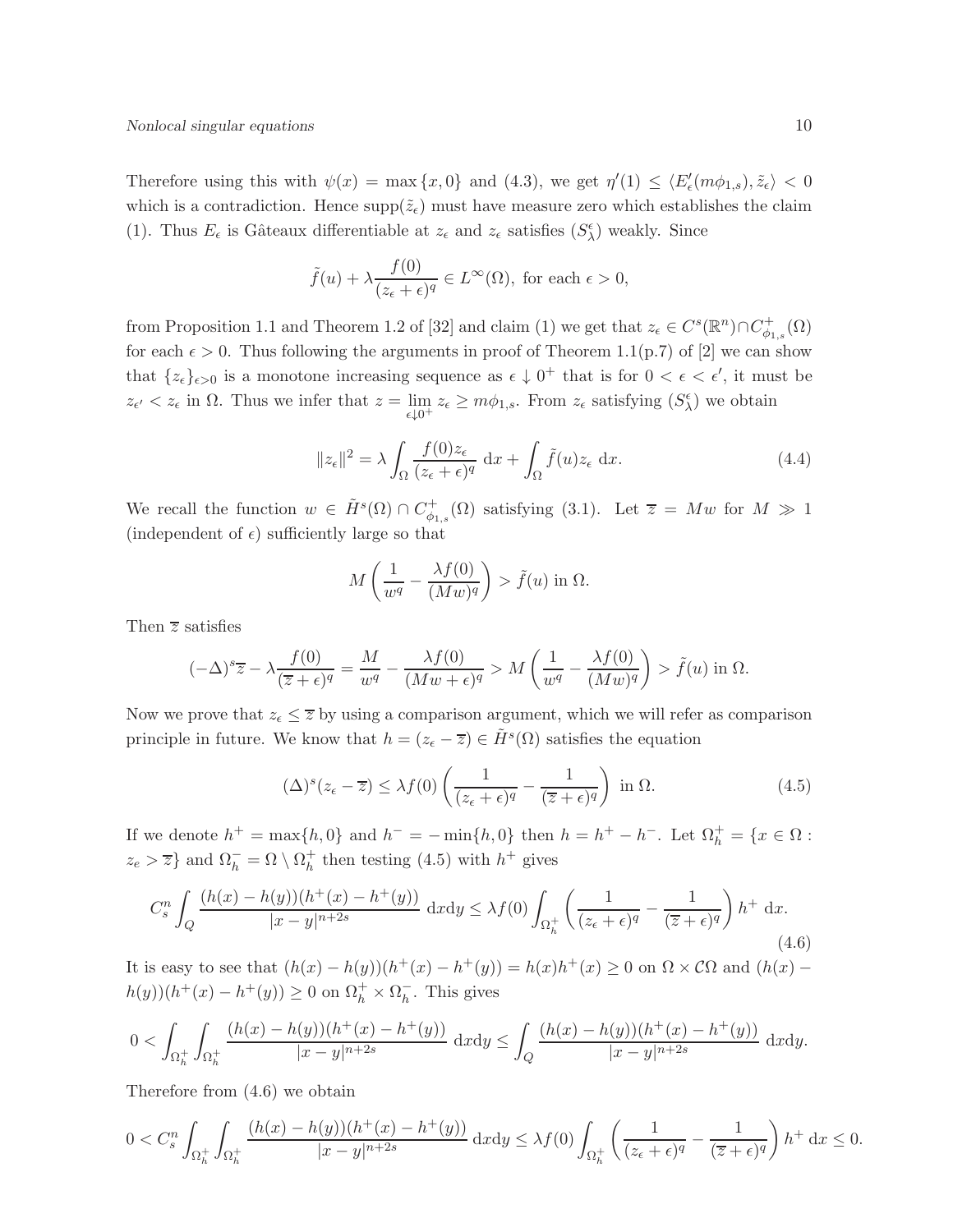Therefore using this with $\psi(x) = \max\{x, 0\}$ and (4.3), we get $\eta'(1) \leq \langle E_\epsilon'(m\phi_{1,s}), \tilde{z}_\epsilon \rangle < 0$ which is a contradiction. Hence $\text{supp}(\tilde{z}_\epsilon)$ must have measure zero which establishes the claim (1). Thus $E_\epsilon$ is Gâteaux differentiable at $z_\epsilon$ and $z_\epsilon$ satisfies $(S_\lambda^\epsilon)$ weakly. Since

$$\tilde{f}(u) + \lambda \frac{f(0)}{(z_\epsilon + \epsilon)^q} \in L^\infty(\Omega), \text{ for each } \epsilon > 0,$$

from Proposition 1.1 and Theorem 1.2 of [32] and claim (1) we get that $z_\epsilon \in C^s(\mathbb{R}^n) \cap C^+_{\phi_{1,s}}(\Omega)$ for each $\epsilon > 0$. Thus following the arguments in proof of Theorem 1.1(p.7) of [2] we can show that $\{z_\epsilon\}_{\epsilon>0}$ is a monotone increasing sequence as $\epsilon \downarrow 0^+$ that is for $0 < \epsilon < \epsilon'$, it must be $z_{\epsilon'} < z_\epsilon$ in $\Omega$. Thus we infer that $z = \lim\limits_{\epsilon \downarrow 0^+} z_\epsilon \geq m\phi_{1,s}$. From $z_\epsilon$ satisfying $(S_\lambda^\epsilon)$ we obtain

$$\|z_\epsilon\|^2 = \lambda \int_\Omega \frac{f(0) z_\epsilon}{(z_\epsilon + \epsilon)^q}\ \mathrm{d}x + \int_\Omega \tilde{f}(u) z_\epsilon\ \mathrm{d}x. \tag{4.4}$$

We recall the function $w \in \tilde{H}^s(\Omega) \cap C^+_{\phi_{1,s}}(\Omega)$ satisfying (3.1). Let $\overline{z} = Mw$ for $M \gg 1$ (independent of $\epsilon$) sufficiently large so that

$$M \left( \frac{1}{w^q} - \frac{\lambda f(0)}{(Mw)^q} \right) > \tilde{f}(u) \text{ in } \Omega.$$

Then $\overline{z}$ satisfies

$$(-\Delta)^s \overline{z} - \lambda \frac{f(0)}{(\overline{z} + \epsilon)^q} = \frac{M}{w^q} - \frac{\lambda f(0)}{(Mw + \epsilon)^q} > M \left( \frac{1}{w^q} - \frac{\lambda f(0)}{(Mw)^q} \right) > \tilde{f}(u) \text{ in } \Omega.$$

Now we prove that $z_\epsilon \leq \overline{z}$ by using a comparison argument, which we will refer as comparison principle in future. We know that $h = (z_\epsilon - \overline{z}) \in \tilde{H}^s(\Omega)$ satisfies the equation

$$(\Delta)^s (z_\epsilon - \overline{z}) \leq \lambda f(0) \left( \frac{1}{(z_\epsilon + \epsilon)^q} - \frac{1}{(\overline{z} + \epsilon)^q} \right) \text{ in } \Omega. \tag{4.5}$$

If we denote $h^+ = \max\{h, 0\}$ and $h^- = -\min\{h, 0\}$ then $h = h^+ - h^-$. Let $\Omega_h^+ = \{x \in \Omega : z_e > \overline{z}\}$ and $\Omega_h^- = \Omega \setminus \Omega_h^+$ then testing (4.5) with $h^+$ gives

$$C_s^n \int_Q \frac{(h(x) - h(y))(h^+(x) - h^+(y))}{|x - y|^{n+2s}}\ \mathrm{d}x\mathrm{d}y \leq \lambda f(0) \int_{\Omega_h^+} \left( \frac{1}{(z_\epsilon + \epsilon)^q} - \frac{1}{(\overline{z} + \epsilon)^q} \right) h^+\ \mathrm{d}x. \tag{4.6}$$

It is easy to see that $(h(x) - h(y))(h^+(x) - h^+(y)) = h(x)h^+(x) \geq 0$ on $\Omega \times \mathcal{C}\Omega$ and $(h(x) - h(y))(h^+(x) - h^+(y)) \geq 0$ on $\Omega_h^+ \times \Omega_h^-$. This gives

$$0 < \int_{\Omega_h^+} \int_{\Omega_h^+} \frac{(h(x) - h(y))(h^+(x) - h^+(y))}{|x - y|^{n+2s}}\ \mathrm{d}x\mathrm{d}y \leq \int_Q \frac{(h(x) - h(y))(h^+(x) - h^+(y))}{|x - y|^{n+2s}}\ \mathrm{d}x\mathrm{d}y.$$

Therefore from (4.6) we obtain

$$0 < C_s^n \int_{\Omega_h^+} \int_{\Omega_h^+} \frac{(h(x) - h(y))(h^+(x) - h^+(y))}{|x - y|^{n+2s}}\ \mathrm{d}x\mathrm{d}y \leq \lambda f(0) \int_{\Omega_h^+} \left( \frac{1}{(z_\epsilon + \epsilon)^q} - \frac{1}{(\overline{z} + \epsilon)^q} \right) h^+\ \mathrm{d}x \leq 0.$$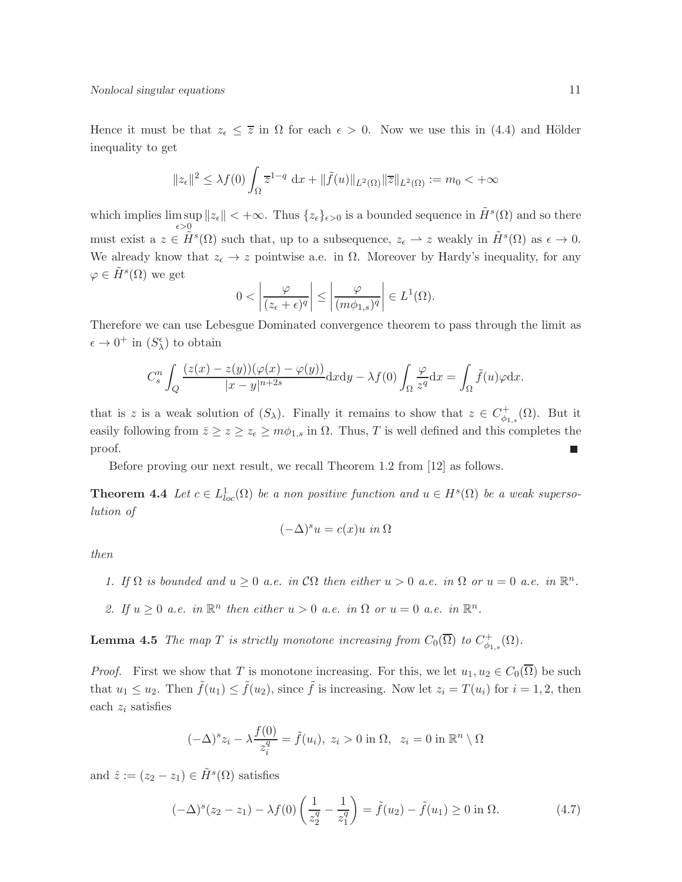Hence it must be that $z_\epsilon \leq \overline{z}$ in $\Omega$ for each $\epsilon > 0$. Now we use this in (4.4) and Hölder inequality to get

$$\|z_\epsilon\|^2 \leq \lambda f(0) \int_\Omega \overline{z}^{1-q}\ \mathrm{d}x + \|\tilde{f}(u)\|_{L^2(\Omega)} \|\overline{z}\|_{L^2(\Omega)} := m_0 < +\infty$$

which implies $\limsup\limits_{\epsilon > 0} \|z_\epsilon\| < +\infty$. Thus $\{z_\epsilon\}_{\epsilon>0}$ is a bounded sequence in $\tilde{H}^s(\Omega)$ and so there must exist a $z \in \tilde{H}^s(\Omega)$ such that, up to a subsequence, $z_\epsilon \rightharpoonup z$ weakly in $\tilde{H}^s(\Omega)$ as $\epsilon \to 0$. We already know that $z_\epsilon \to z$ pointwise a.e. in $\Omega$. Moreover by Hardy's inequality, for any $\varphi \in \tilde{H}^s(\Omega)$ we get

$$0 < \left| \frac{\varphi}{(z_\epsilon + \epsilon)^q} \right| \leq \left| \frac{\varphi}{(m\phi_{1,s})^q} \right| \in L^1(\Omega).$$

Therefore we can use Lebesgue Dominated convergence theorem to pass through the limit as $\epsilon \to 0^+$ in $(S_\lambda^\epsilon)$ to obtain

$$C_s^n \int_Q \frac{(z(x) - z(y))(\varphi(x) - \varphi(y))}{|x-y|^{n+2s}} \mathrm{d}x\mathrm{d}y - \lambda f(0) \int_\Omega \frac{\varphi}{z^q} \mathrm{d}x = \int_\Omega \tilde{f}(u)\varphi \mathrm{d}x.$$

that is $z$ is a weak solution of $(S_\lambda)$. Finally it remains to show that $z \in C^+_{\phi_{1,s}}(\Omega)$. But it easily following from $\bar{z} \geq z \geq z_\epsilon \geq m\phi_{1,s}$ in $\Omega$. Thus, $T$ is well defined and this completes the proof. ∎

Before proving our next result, we recall Theorem 1.2 from [12] as follows.

**Theorem 4.4** *Let $c \in L^1_{loc}(\Omega)$ be a non positive function and $u \in H^s(\Omega)$ be a weak supersolution of*

$$(-\Delta)^s u = c(x) u \text{ in } \Omega$$

*then*

1. *If $\Omega$ is bounded and $u \geq 0$ a.e. in $\mathcal{C}\Omega$ then either $u > 0$ a.e. in $\Omega$ or $u = 0$ a.e. in $\mathbb{R}^n$.*
2. *If $u \geq 0$ a.e. in $\mathbb{R}^n$ then either $u > 0$ a.e. in $\Omega$ or $u = 0$ a.e. in $\mathbb{R}^n$.*

**Lemma 4.5** *The map $T$ is strictly monotone increasing from $C_0(\overline{\Omega})$ to $C^+_{\phi_{1,s}}(\Omega)$.*

*Proof.* First we show that $T$ is monotone increasing. For this, we let $u_1, u_2 \in C_0(\overline{\Omega})$ be such that $u_1 \leq u_2$. Then $\tilde{f}(u_1) \leq \tilde{f}(u_2)$, since $\tilde{f}$ is increasing. Now let $z_i = T(u_i)$ for $i = 1, 2$, then each $z_i$ satisfies

$$(-\Delta)^s z_i - \lambda \frac{f(0)}{z_i^q} = \tilde{f}(u_i),\ z_i > 0 \text{ in } \Omega,\ \ z_i = 0 \text{ in } \mathbb{R}^n \setminus \Omega$$

and $\hat{z} := (z_2 - z_1) \in \tilde{H}^s(\Omega)$ satisfies

$$(-\Delta)^s (z_2 - z_1) - \lambda f(0) \left( \frac{1}{z_2^q} - \frac{1}{z_1^q} \right) = \tilde{f}(u_2) - \tilde{f}(u_1) \geq 0 \text{ in } \Omega. \tag{4.7}$$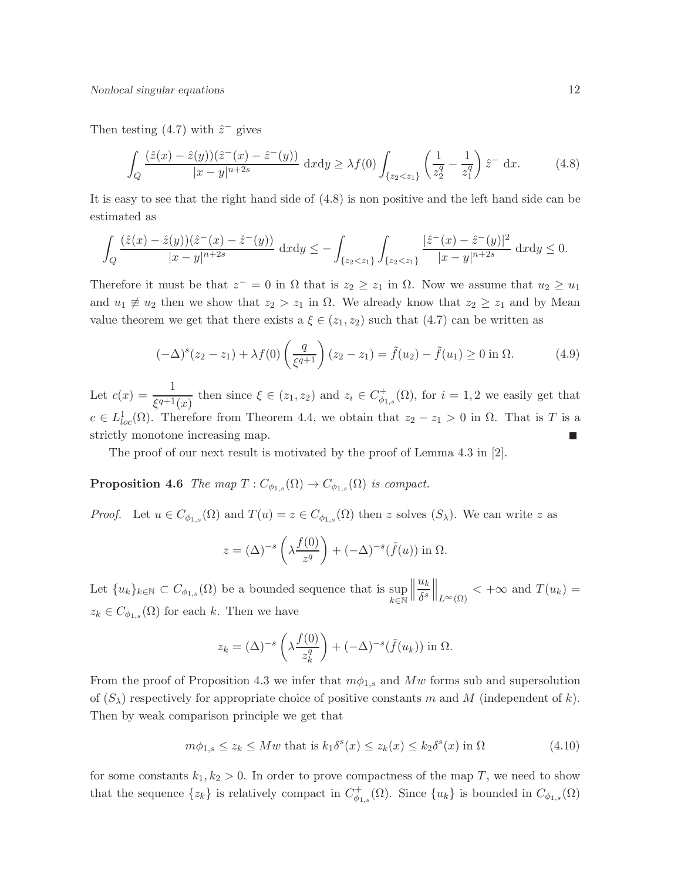Then testing (4.7) with $\hat{z}^-$ gives

$$\int_Q \frac{(\hat{z}(x)-\hat{z}(y))(\hat{z}^-(x)-\hat{z}^-(y))}{|x-y|^{n+2s}}\, \mathrm{d}x\mathrm{d}y \geq \lambda f(0) \int_{\{z_2<z_1\}} \left(\frac{1}{z_2^q} - \frac{1}{z_1^q}\right) \hat{z}^- \, \mathrm{d}x. \tag{4.8}$$

It is easy to see that the right hand side of (4.8) is non positive and the left hand side can be estimated as

$$\int_Q \frac{(\hat{z}(x)-\hat{z}(y))(\hat{z}^-(x)-\hat{z}^-(y))}{|x-y|^{n+2s}}\, \mathrm{d}x\mathrm{d}y \leq -\int_{\{z_2<z_1\}}\int_{\{z_2<z_1\}} \frac{|\hat{z}^-(x)-\hat{z}^-(y)|^2}{|x-y|^{n+2s}}\, \mathrm{d}x\mathrm{d}y \leq 0.$$

Therefore it must be that $z^- = 0$ in $\Omega$ that is $z_2 \geq z_1$ in $\Omega$. Now we assume that $u_2 \geq u_1$ and $u_1 \not\equiv u_2$ then we show that $z_2 > z_1$ in $\Omega$. We already know that $z_2 \geq z_1$ and by Mean value theorem we get that there exists a $\xi \in (z_1, z_2)$ such that (4.7) can be written as

$$(-\Delta)^s(z_2 - z_1) + \lambda f(0)\left(\frac{q}{\xi^{q+1}}\right)(z_2 - z_1) = \tilde{f}(u_2) - \tilde{f}(u_1) \geq 0 \text{ in } \Omega. \tag{4.9}$$

Let $c(x) = \dfrac{1}{\xi^{q+1}(x)}$ then since $\xi \in (z_1, z_2)$ and $z_i \in C^+_{\phi_{1,s}}(\Omega)$, for $i = 1, 2$ we easily get that $c \in L^1_{loc}(\Omega)$. Therefore from Theorem 4.4, we obtain that $z_2 - z_1 > 0$ in $\Omega$. That is $T$ is a strictly monotone increasing map. ∎

The proof of our next result is motivated by the proof of Lemma 4.3 in [2].

**Proposition 4.6** *The map $T : C_{\phi_{1,s}}(\Omega) \to C_{\phi_{1,s}}(\Omega)$ is compact.*

*Proof.* Let $u \in C_{\phi_{1,s}}(\Omega)$ and $T(u) = z \in C_{\phi_{1,s}}(\Omega)$ then $z$ solves $(S_\lambda)$. We can write $z$ as

$$z = (\Delta)^{-s}\left(\lambda \frac{f(0)}{z^q}\right) + (-\Delta)^{-s}(\tilde{f}(u)) \text{ in } \Omega.$$

Let $\{u_k\}_{k\in\mathbb{N}} \subset C_{\phi_{1,s}}(\Omega)$ be a bounded sequence that is $\sup_{k\in\mathbb{N}} \left\| \frac{u_k}{\delta^s} \right\|_{L^\infty(\Omega)} < +\infty$ and $T(u_k) = z_k \in C_{\phi_{1,s}}(\Omega)$ for each $k$. Then we have

$$z_k = (\Delta)^{-s}\left(\lambda \frac{f(0)}{z_k^q}\right) + (-\Delta)^{-s}(\tilde{f}(u_k)) \text{ in } \Omega.$$

From the proof of Proposition 4.3 we infer that $m\phi_{1,s}$ and $Mw$ forms sub and supersolution of $(S_\lambda)$ respectively for appropriate choice of positive constants $m$ and $M$ (independent of $k$). Then by weak comparison principle we get that

$$m\phi_{1,s} \leq z_k \leq Mw \text{ that is } k_1\delta^s(x) \leq z_k(x) \leq k_2\delta^s(x) \text{ in } \Omega \tag{4.10}$$

for some constants $k_1, k_2 > 0$. In order to prove compactness of the map $T$, we need to show that the sequence $\{z_k\}$ is relatively compact in $C^+_{\phi_{1,s}}(\Omega)$. Since $\{u_k\}$ is bounded in $C_{\phi_{1,s}}(\Omega)$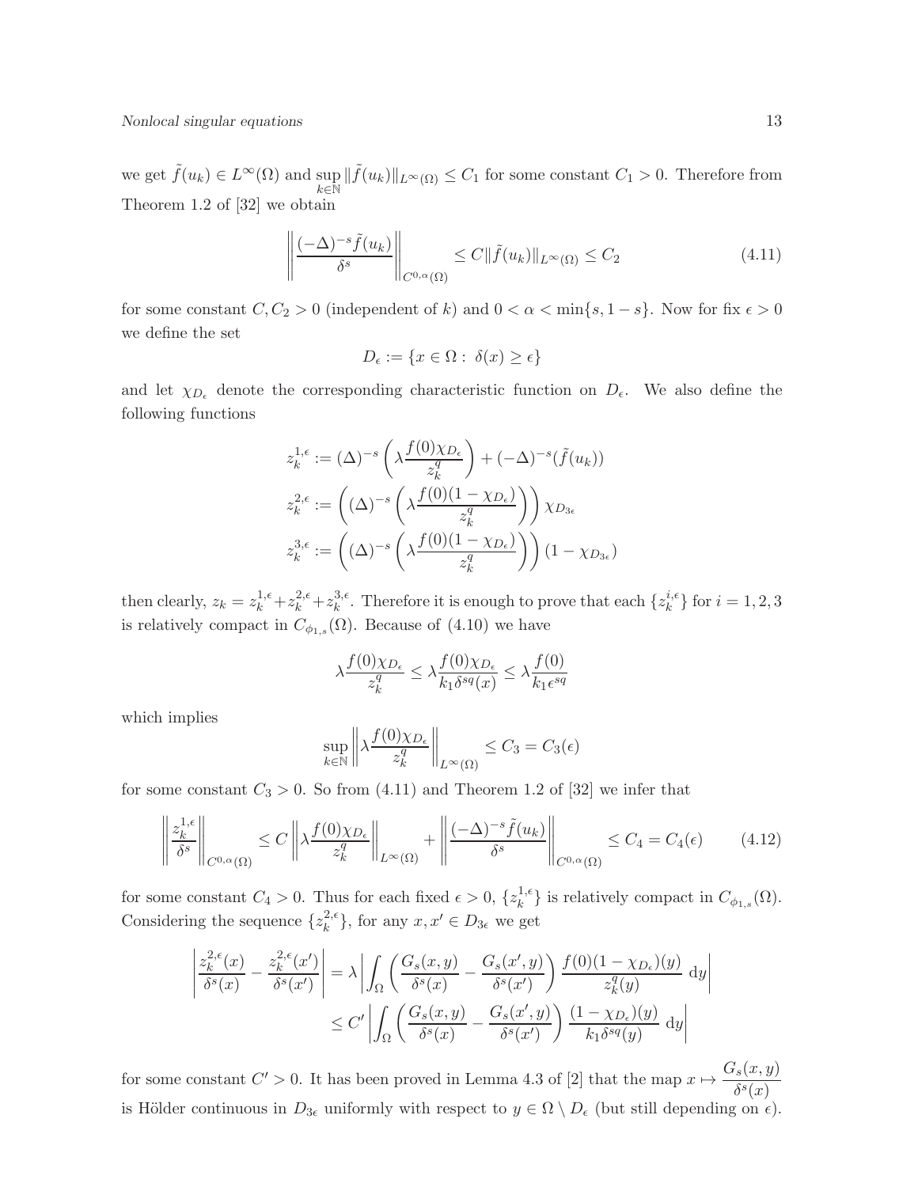we get $\tilde{f}(u_k) \in L^\infty(\Omega)$ and $\sup_{k\in\mathbb{N}} \|\tilde{f}(u_k)\|_{L^\infty(\Omega)} \leq C_1$ for some constant $C_1 > 0$. Therefore from Theorem 1.2 of [32] we obtain

$$\left\| \frac{(-\Delta)^{-s}\tilde{f}(u_k)}{\delta^s} \right\|_{C^{0,\alpha}(\Omega)} \leq C\|\tilde{f}(u_k)\|_{L^\infty(\Omega)} \leq C_2 \tag{4.11}$$

for some constant $C, C_2 > 0$ (independent of $k$) and $0 < \alpha < \min\{s, 1-s\}$. Now for fix $\epsilon > 0$ we define the set

$$D_\epsilon := \{x \in \Omega : \ \delta(x) \geq \epsilon\}$$

and let $\chi_{D_\epsilon}$ denote the corresponding characteristic function on $D_\epsilon$. We also define the following functions

$$z_k^{1,\epsilon} := (\Delta)^{-s}\left(\lambda \frac{f(0)\chi_{D_\epsilon}}{z_k^q}\right) + (-\Delta)^{-s}(\tilde{f}(u_k))$$

$$z_k^{2,\epsilon} := \left((\Delta)^{-s}\left(\lambda \frac{f(0)(1-\chi_{D_\epsilon})}{z_k^q}\right)\right)\chi_{D_{3\epsilon}}$$

$$z_k^{3,\epsilon} := \left((\Delta)^{-s}\left(\lambda \frac{f(0)(1-\chi_{D_\epsilon})}{z_k^q}\right)\right)(1-\chi_{D_{3\epsilon}})$$

then clearly, $z_k = z_k^{1,\epsilon} + z_k^{2,\epsilon} + z_k^{3,\epsilon}$. Therefore it is enough to prove that each $\{z_k^{i,\epsilon}\}$ for $i = 1, 2, 3$ is relatively compact in $C_{\phi_{1,s}}(\Omega)$. Because of (4.10) we have

$$\lambda \frac{f(0)\chi_{D_\epsilon}}{z_k^q} \leq \lambda \frac{f(0)\chi_{D_\epsilon}}{k_1\delta^{sq}(x)} \leq \lambda \frac{f(0)}{k_1\epsilon^{sq}}$$

which implies

$$\sup_{k\in\mathbb{N}} \left\| \lambda \frac{f(0)\chi_{D_\epsilon}}{z_k^q} \right\|_{L^\infty(\Omega)} \leq C_3 = C_3(\epsilon)$$

for some constant $C_3 > 0$. So from (4.11) and Theorem 1.2 of [32] we infer that

$$\left\| \frac{z_k^{1,\epsilon}}{\delta^s} \right\|_{C^{0,\alpha}(\Omega)} \leq C \left\| \lambda \frac{f(0)\chi_{D_\epsilon}}{z_k^q} \right\|_{L^\infty(\Omega)} + \left\| \frac{(-\Delta)^{-s}\tilde{f}(u_k)}{\delta^s} \right\|_{C^{0,\alpha}(\Omega)} \leq C_4 = C_4(\epsilon) \tag{4.12}$$

for some constant $C_4 > 0$. Thus for each fixed $\epsilon > 0$, $\{z_k^{1,\epsilon}\}$ is relatively compact in $C_{\phi_{1,s}}(\Omega)$. Considering the sequence $\{z_k^{2,\epsilon}\}$, for any $x, x' \in D_{3\epsilon}$ we get

$$\begin{aligned}
\left| \frac{z_k^{2,\epsilon}(x)}{\delta^s(x)} - \frac{z_k^{2,\epsilon}(x')}{\delta^s(x')} \right| &= \lambda \left| \int_\Omega \left( \frac{G_s(x,y)}{\delta^s(x)} - \frac{G_s(x',y)}{\delta^s(x')} \right) \frac{f(0)(1-\chi_{D_\epsilon})(y)}{z_k^q(y)} \, \mathrm{d}y \right| \\
&\leq C' \left| \int_\Omega \left( \frac{G_s(x,y)}{\delta^s(x)} - \frac{G_s(x',y)}{\delta^s(x')} \right) \frac{(1-\chi_{D_\epsilon})(y)}{k_1\delta^{sq}(y)} \, \mathrm{d}y \right|
\end{aligned}$$

for some constant $C' > 0$. It has been proved in Lemma 4.3 of [2] that the map $x \mapsto \dfrac{G_s(x,y)}{\delta^s(x)}$ is Hölder continuous in $D_{3\epsilon}$ uniformly with respect to $y \in \Omega \setminus D_\epsilon$ (but still depending on $\epsilon$).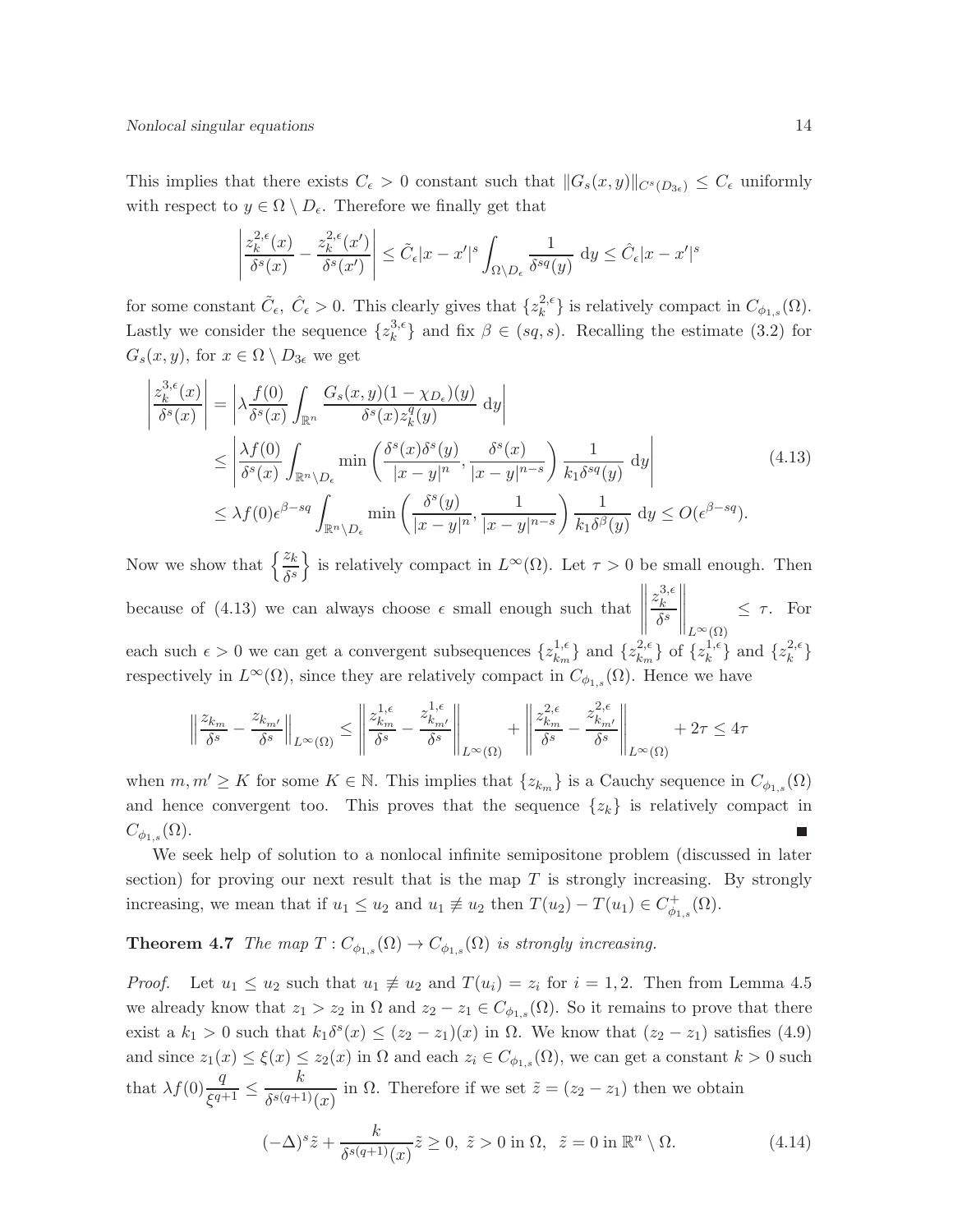This implies that there exists $C_\epsilon > 0$ constant such that $\|G_s(x,y)\|_{C^s(D_{3\epsilon})} \le C_\epsilon$ uniformly with respect to $y \in \Omega \setminus D_\epsilon$. Therefore we finally get that

$$\left| \frac{z_k^{2,\epsilon}(x)}{\delta^s(x)} - \frac{z_k^{2,\epsilon}(x')}{\delta^s(x')} \right| \le \tilde{C}_\epsilon |x - x'|^s \int_{\Omega \setminus D_\epsilon} \frac{1}{\delta^{sq}(y)} \, \mathrm{d}y \le \hat{C}_\epsilon |x - x'|^s$$

for some constant $\tilde{C}_\epsilon,\ \hat{C}_\epsilon > 0$. This clearly gives that $\{z_k^{2,\epsilon}\}$ is relatively compact in $C_{\phi_{1,s}}(\Omega)$. Lastly we consider the sequence $\{z_k^{3,\epsilon}\}$ and fix $\beta \in (sq, s)$. Recalling the estimate (3.2) for $G_s(x,y)$, for $x \in \Omega \setminus D_{3\epsilon}$ we get

$$\begin{aligned}
\left| \frac{z_k^{3,\epsilon}(x)}{\delta^s(x)} \right| &= \left| \lambda \frac{f(0)}{\delta^s(x)} \int_{\mathbb{R}^n} \frac{G_s(x,y)(1 - \chi_{D_\epsilon})(y)}{\delta^s(x) z_k^q(y)} \, \mathrm{d}y \right| \\
&\le \left| \frac{\lambda f(0)}{\delta^s(x)} \int_{\mathbb{R}^n \setminus D_\epsilon} \min\left( \frac{\delta^s(x)\delta^s(y)}{|x-y|^n}, \frac{\delta^s(x)}{|x-y|^{n-s}} \right) \frac{1}{k_1 \delta^{sq}(y)} \, \mathrm{d}y \right| \\
&\le \lambda f(0) \epsilon^{\beta - sq} \int_{\mathbb{R}^n \setminus D_\epsilon} \min\left( \frac{\delta^s(y)}{|x-y|^n}, \frac{1}{|x-y|^{n-s}} \right) \frac{1}{k_1 \delta^\beta(y)} \, \mathrm{d}y \le O(\epsilon^{\beta - sq}).
\end{aligned} \tag{4.13}$$

Now we show that $\left\{ \frac{z_k}{\delta^s} \right\}$ is relatively compact in $L^\infty(\Omega)$. Let $\tau > 0$ be small enough. Then because of (4.13) we can always choose $\epsilon$ small enough such that $\left\| \frac{z_k^{3,\epsilon}}{\delta^s} \right\|_{L^\infty(\Omega)} \le \tau$. For each such $\epsilon > 0$ we can get a convergent subsequences $\{z_{k_m}^{1,\epsilon}\}$ and $\{z_{k_m}^{2,\epsilon}\}$ of $\{z_k^{1,\epsilon}\}$ and $\{z_k^{2,\epsilon}\}$ respectively in $L^\infty(\Omega)$, since they are relatively compact in $C_{\phi_{1,s}}(\Omega)$. Hence we have

$$\left\| \frac{z_{k_m}}{\delta^s} - \frac{z_{k_{m'}}}{\delta^s} \right\|_{L^\infty(\Omega)} \le \left\| \frac{z_{k_m}^{1,\epsilon}}{\delta^s} - \frac{z_{k_{m'}}^{1,\epsilon}}{\delta^s} \right\|_{L^\infty(\Omega)} + \left\| \frac{z_{k_m}^{2,\epsilon}}{\delta^s} - \frac{z_{k_{m'}}^{2,\epsilon}}{\delta^s} \right\|_{L^\infty(\Omega)} + 2\tau \le 4\tau$$

when $m, m' \ge K$ for some $K \in \mathbb{N}$. This implies that $\{z_{k_m}\}$ is a Cauchy sequence in $C_{\phi_{1,s}}(\Omega)$ and hence convergent too. This proves that the sequence $\{z_k\}$ is relatively compact in $C_{\phi_{1,s}}(\Omega)$. ■

We seek help of solution to a nonlocal infinite semipositone problem (discussed in later section) for proving our next result that is the map $T$ is strongly increasing. By strongly increasing, we mean that if $u_1 \le u_2$ and $u_1 \not\equiv u_2$ then $T(u_2) - T(u_1) \in C^+_{\phi_{1,s}}(\Omega)$.

**Theorem 4.7** *The map $T : C_{\phi_{1,s}}(\Omega) \to C_{\phi_{1,s}}(\Omega)$ is strongly increasing.*

*Proof.* Let $u_1 \le u_2$ such that $u_1 \not\equiv u_2$ and $T(u_i) = z_i$ for $i = 1, 2$. Then from Lemma 4.5 we already know that $z_1 > z_2$ in $\Omega$ and $z_2 - z_1 \in C_{\phi_{1,s}}(\Omega)$. So it remains to prove that there exist a $k_1 > 0$ such that $k_1 \delta^s(x) \le (z_2 - z_1)(x)$ in $\Omega$. We know that $(z_2 - z_1)$ satisfies (4.9) and since $z_1(x) \le \xi(x) \le z_2(x)$ in $\Omega$ and each $z_i \in C_{\phi_{1,s}}(\Omega)$, we can get a constant $k > 0$ such that $\lambda f(0) \dfrac{q}{\xi^{q+1}} \le \dfrac{k}{\delta^{s(q+1)}(x)}$ in $\Omega$. Therefore if we set $\tilde{z} = (z_2 - z_1)$ then we obtain

$$(-\Delta)^s \tilde{z} + \frac{k}{\delta^{s(q+1)}(x)} \tilde{z} \ge 0,\ \tilde{z} > 0 \text{ in } \Omega,\ \ \tilde{z} = 0 \text{ in } \mathbb{R}^n \setminus \Omega. \tag{4.14}$$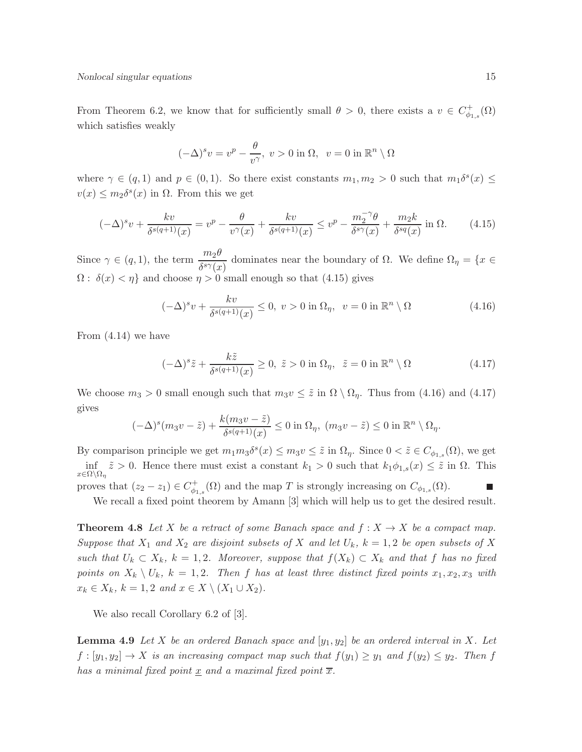From Theorem 6.2, we know that for sufficiently small $\theta > 0$, there exists a $v \in C^+_{\phi_{1,s}}(\Omega)$ which satisfies weakly

$$(-\Delta)^s v = v^p - \frac{\theta}{v^\gamma},\ v > 0 \text{ in } \Omega,\ \ v = 0 \text{ in } \mathbb{R}^n \setminus \Omega$$

where $\gamma \in (q, 1)$ and $p \in (0, 1)$. So there exist constants $m_1, m_2 > 0$ such that $m_1 \delta^s(x) \leq v(x) \leq m_2 \delta^s(x)$ in $\Omega$. From this we get

$$(-\Delta)^s v + \frac{kv}{\delta^{s(q+1)}(x)} = v^p - \frac{\theta}{v^\gamma(x)} + \frac{kv}{\delta^{s(q+1)}(x)} \leq v^p - \frac{m_2^{-\gamma}\theta}{\delta^{s\gamma}(x)} + \frac{m_2 k}{\delta^{sq}(x)} \text{ in } \Omega. \tag{4.15}$$

Since $\gamma \in (q, 1)$, the term $\dfrac{m_2\theta}{\delta^{s\gamma}(x)}$ dominates near the boundary of $\Omega$. We define $\Omega_\eta = \{x \in \Omega : \delta(x) < \eta\}$ and choose $\eta > 0$ small enough so that (4.15) gives

$$(-\Delta)^s v + \frac{kv}{\delta^{s(q+1)}(x)} \leq 0,\ v > 0 \text{ in } \Omega_\eta,\ \ v = 0 \text{ in } \mathbb{R}^n \setminus \Omega \tag{4.16}$$

From (4.14) we have

$$(-\Delta)^s \tilde{z} + \frac{k\tilde{z}}{\delta^{s(q+1)}(x)} \geq 0,\ \tilde{z} > 0 \text{ in } \Omega_\eta,\ \ \tilde{z} = 0 \text{ in } \mathbb{R}^n \setminus \Omega \tag{4.17}$$

We choose $m_3 > 0$ small enough such that $m_3 v \leq \tilde{z}$ in $\Omega \setminus \Omega_\eta$. Thus from (4.16) and (4.17) gives

$$(-\Delta)^s(m_3 v - \tilde{z}) + \frac{k(m_3 v - \tilde{z})}{\delta^{s(q+1)}(x)} \leq 0 \text{ in } \Omega_\eta,\ (m_3 v - \tilde{z}) \leq 0 \text{ in } \mathbb{R}^n \setminus \Omega_\eta.$$

By comparison principle we get $m_1 m_3 \delta^s(x) \leq m_3 v \leq \tilde{z}$ in $\Omega_\eta$. Since $0 < \tilde{z} \in C_{\phi_{1,s}}(\Omega)$, we get $\inf\limits_{x \in \Omega \setminus \Omega_\eta} \tilde{z} > 0$. Hence there must exist a constant $k_1 > 0$ such that $k_1 \phi_{1,s}(x) \leq \tilde{z}$ in $\Omega$. This proves that $(z_2 - z_1) \in C^+_{\phi_{1,s}}(\Omega)$ and the map $T$ is strongly increasing on $C_{\phi_{1,s}}(\Omega)$. ■

We recall a fixed point theorem by Amann [3] which will help us to get the desired result.

**Theorem 4.8** *Let $X$ be a retract of some Banach space and $f : X \to X$ be a compact map. Suppose that $X_1$ and $X_2$ are disjoint subsets of $X$ and let $U_k$, $k = 1, 2$ be open subsets of $X$ such that $U_k \subset X_k$, $k = 1, 2$. Moreover, suppose that $f(X_k) \subset X_k$ and that $f$ has no fixed points on $X_k \setminus U_k$, $k = 1, 2$. Then $f$ has at least three distinct fixed points $x_1, x_2, x_3$ with $x_k \in X_k$, $k = 1, 2$ and $x \in X \setminus (X_1 \cup X_2)$.*

We also recall Corollary 6.2 of [3].

**Lemma 4.9** *Let $X$ be an ordered Banach space and $[y_1, y_2]$ be an ordered interval in $X$. Let $f : [y_1, y_2] \to X$ is an increasing compact map such that $f(y_1) \geq y_1$ and $f(y_2) \leq y_2$. Then $f$ has a minimal fixed point $\underline{x}$ and a maximal fixed point $\overline{x}$.*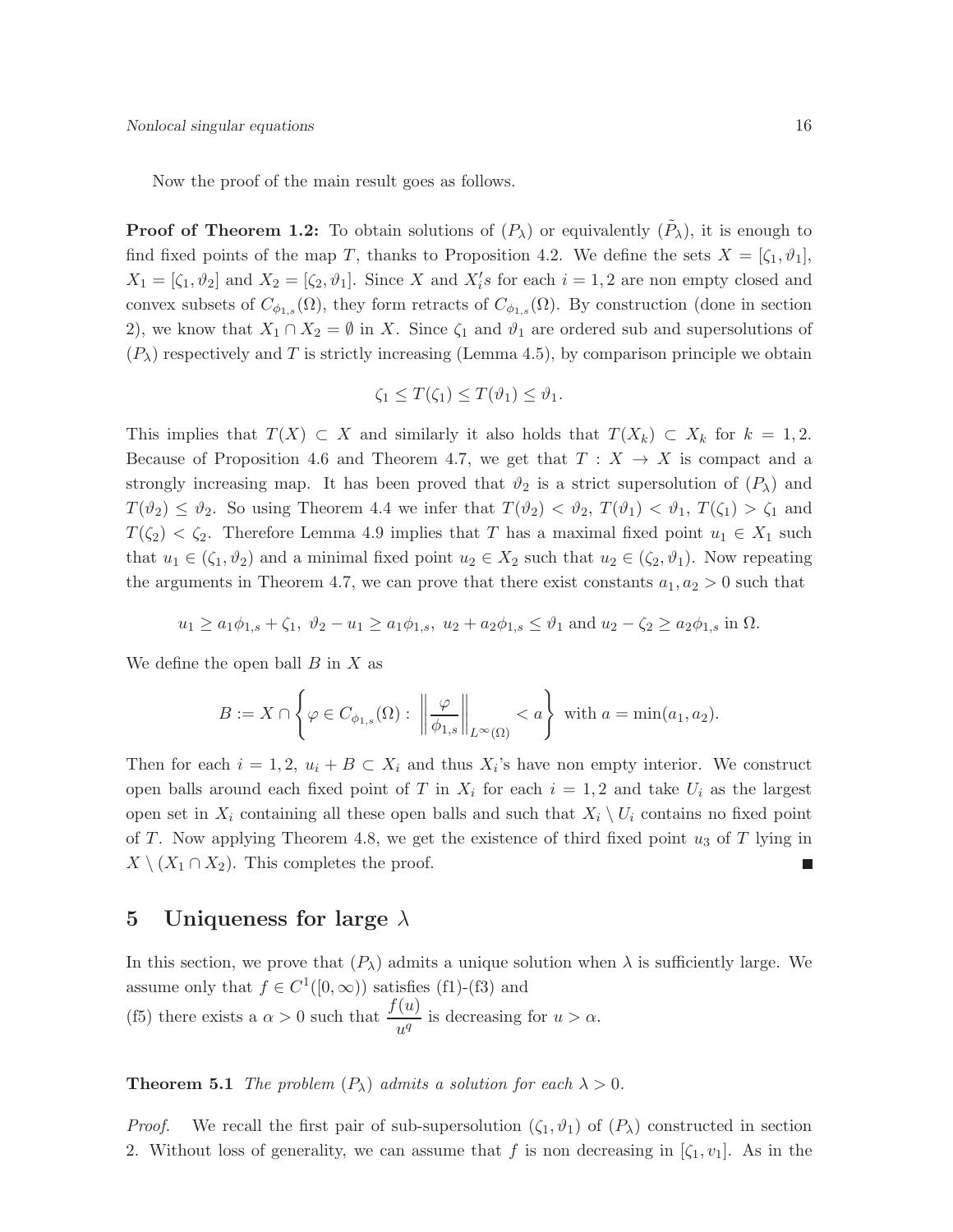Now the proof of the main result goes as follows.

**Proof of Theorem 1.2:** To obtain solutions of $(P_\lambda)$ or equivalently $(\tilde{P}_\lambda)$, it is enough to find fixed points of the map $T$, thanks to Proposition 4.2. We define the sets $X = [\zeta_1, \vartheta_1]$, $X_1 = [\zeta_1, \vartheta_2]$ and $X_2 = [\zeta_2, \vartheta_1]$. Since $X$ and $X_i's$ for each $i = 1, 2$ are non empty closed and convex subsets of $C_{\phi_{1,s}}(\Omega)$, they form retracts of $C_{\phi_{1,s}}(\Omega)$. By construction (done in section 2), we know that $X_1 \cap X_2 = \emptyset$ in $X$. Since $\zeta_1$ and $\vartheta_1$ are ordered sub and supersolutions of $(P_\lambda)$ respectively and $T$ is strictly increasing (Lemma 4.5), by comparison principle we obtain

$$\zeta_1 \leq T(\zeta_1) \leq T(\vartheta_1) \leq \vartheta_1.$$

This implies that $T(X) \subset X$ and similarly it also holds that $T(X_k) \subset X_k$ for $k = 1, 2$. Because of Proposition 4.6 and Theorem 4.7, we get that $T : X \to X$ is compact and a strongly increasing map. It has been proved that $\vartheta_2$ is a strict supersolution of $(P_\lambda)$ and $T(\vartheta_2) \leq \vartheta_2$. So using Theorem 4.4 we infer that $T(\vartheta_2) < \vartheta_2$, $T(\vartheta_1) < \vartheta_1$, $T(\zeta_1) > \zeta_1$ and $T(\zeta_2) < \zeta_2$. Therefore Lemma 4.9 implies that $T$ has a maximal fixed point $u_1 \in X_1$ such that $u_1 \in (\zeta_1, \vartheta_2)$ and a minimal fixed point $u_2 \in X_2$ such that $u_2 \in (\zeta_2, \vartheta_1)$. Now repeating the arguments in Theorem 4.7, we can prove that there exist constants $a_1, a_2 > 0$ such that

$$u_1 \geq a_1\phi_{1,s} + \zeta_1,\ \vartheta_2 - u_1 \geq a_1\phi_{1,s},\ u_2 + a_2\phi_{1,s} \leq \vartheta_1 \text{ and } u_2 - \zeta_2 \geq a_2\phi_{1,s} \text{ in } \Omega.$$

We define the open ball $B$ in $X$ as

$$B := X \cap \left\{ \varphi \in C_{\phi_{1,s}}(\Omega) : \left\| \frac{\varphi}{\phi_{1,s}} \right\|_{L^\infty(\Omega)} < a \right\} \text{ with } a = \min(a_1, a_2).$$

Then for each $i = 1, 2$, $u_i + B \subset X_i$ and thus $X_i$'s have non empty interior. We construct open balls around each fixed point of $T$ in $X_i$ for each $i = 1, 2$ and take $U_i$ as the largest open set in $X_i$ containing all these open balls and such that $X_i \setminus U_i$ contains no fixed point of $T$. Now applying Theorem 4.8, we get the existence of third fixed point $u_3$ of $T$ lying in $X \setminus (X_1 \cap X_2)$. This completes the proof. ∎

## 5 Uniqueness for large $\lambda$

In this section, we prove that $(P_\lambda)$ admits a unique solution when $\lambda$ is sufficiently large. We assume only that $f \in C^1([0, \infty))$ satisfies (f1)-(f3) and

(f5) there exists a $\alpha > 0$ such that $\dfrac{f(u)}{u^q}$ is decreasing for $u > \alpha$.

**Theorem 5.1** *The problem $(P_\lambda)$ admits a solution for each $\lambda > 0$.*

*Proof.* We recall the first pair of sub-supersolution $(\zeta_1, \vartheta_1)$ of $(P_\lambda)$ constructed in section 2. Without loss of generality, we can assume that $f$ is non decreasing in $[\zeta_1, v_1]$. As in the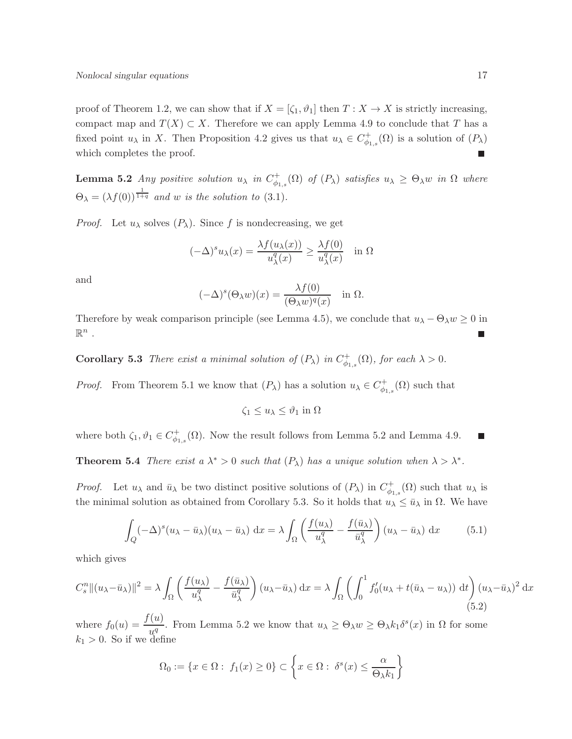proof of Theorem 1.2, we can show that if $X = [\zeta_1, \vartheta_1]$ then $T : X \to X$ is strictly increasing, compact map and $T(X) \subset X$. Therefore we can apply Lemma 4.9 to conclude that $T$ has a fixed point $u_\lambda$ in $X$. Then Proposition 4.2 gives us that $u_\lambda \in C^+_{\phi_{1,s}}(\Omega)$ is a solution of $(P_\lambda)$ which completes the proof. ∎

**Lemma 5.2** *Any positive solution $u_\lambda$ in $C^+_{\phi_{1,s}}(\Omega)$ of $(P_\lambda)$ satisfies $u_\lambda \geq \Theta_\lambda w$ in $\Omega$ where $\Theta_\lambda = (\lambda f(0))^{\frac{1}{1+q}}$ and $w$ is the solution to (3.1).*

*Proof.* Let $u_\lambda$ solves $(P_\lambda)$. Since $f$ is nondecreasing, we get

$$(-\Delta)^s u_\lambda(x) = \frac{\lambda f(u_\lambda(x))}{u^q_\lambda(x)} \geq \frac{\lambda f(0)}{u^q_\lambda(x)} \quad \text{in } \Omega$$

and

$$(-\Delta)^s(\Theta_\lambda w)(x) = \frac{\lambda f(0)}{(\Theta_\lambda w)^q(x)} \quad \text{in } \Omega.$$

Therefore by weak comparison principle (see Lemma 4.5), we conclude that $u_\lambda - \Theta_\lambda w \geq 0$ in $\mathbb{R}^n$ . ∎

**Corollary 5.3** *There exist a minimal solution of $(P_\lambda)$ in $C^+_{\phi_{1,s}}(\Omega)$, for each $\lambda > 0$.*

*Proof.* From Theorem 5.1 we know that $(P_\lambda)$ has a solution $u_\lambda \in C^+_{\phi_{1,s}}(\Omega)$ such that

$$\zeta_1 \leq u_\lambda \leq \vartheta_1 \text{ in } \Omega$$

where both $\zeta_1, \vartheta_1 \in C^+_{\phi_{1,s}}(\Omega)$. Now the result follows from Lemma 5.2 and Lemma 4.9. ∎

**Theorem 5.4** *There exist a $\lambda^* > 0$ such that $(P_\lambda)$ has a unique solution when $\lambda > \lambda^*$.*

*Proof.* Let $u_\lambda$ and $\bar{u}_\lambda$ be two distinct positive solutions of $(P_\lambda)$ in $C^+_{\phi_{1,s}}(\Omega)$ such that $u_\lambda$ is the minimal solution as obtained from Corollary 5.3. So it holds that $u_\lambda \leq \bar{u}_\lambda$ in $\Omega$. We have

$$\int_Q (-\Delta)^s(u_\lambda - \bar{u}_\lambda)(u_\lambda - \bar{u}_\lambda)\ \mathrm{d}x = \lambda \int_\Omega \left( \frac{f(u_\lambda)}{u^q_\lambda} - \frac{f(\bar{u}_\lambda)}{\bar{u}^q_\lambda} \right)(u_\lambda - \bar{u}_\lambda)\ \mathrm{d}x \tag{5.1}$$

which gives

$$C^n_s \|(u_\lambda - \bar{u}_\lambda)\|^2 = \lambda \int_\Omega \left( \frac{f(u_\lambda)}{u^q_\lambda} - \frac{f(\bar{u}_\lambda)}{\bar{u}^q_\lambda} \right)(u_\lambda - \bar{u}_\lambda)\ \mathrm{d}x = \lambda \int_\Omega \left( \int_0^1 f_0'(u_\lambda + t(\bar{u}_\lambda - u_\lambda))\ \mathrm{d}t \right)(u_\lambda - \bar{u}_\lambda)^2\ \mathrm{d}x \tag{5.2}$$

where $f_0(u) = \dfrac{f(u)}{u^q}$. From Lemma 5.2 we know that $u_\lambda \geq \Theta_\lambda w \geq \Theta_\lambda k_1 \delta^s(x)$ in $\Omega$ for some $k_1 > 0$. So if we define

$$\Omega_0 := \{x \in \Omega : \ f_1(x) \geq 0\} \subset \left\{ x \in \Omega : \ \delta^s(x) \leq \frac{\alpha}{\Theta_\lambda k_1} \right\}$$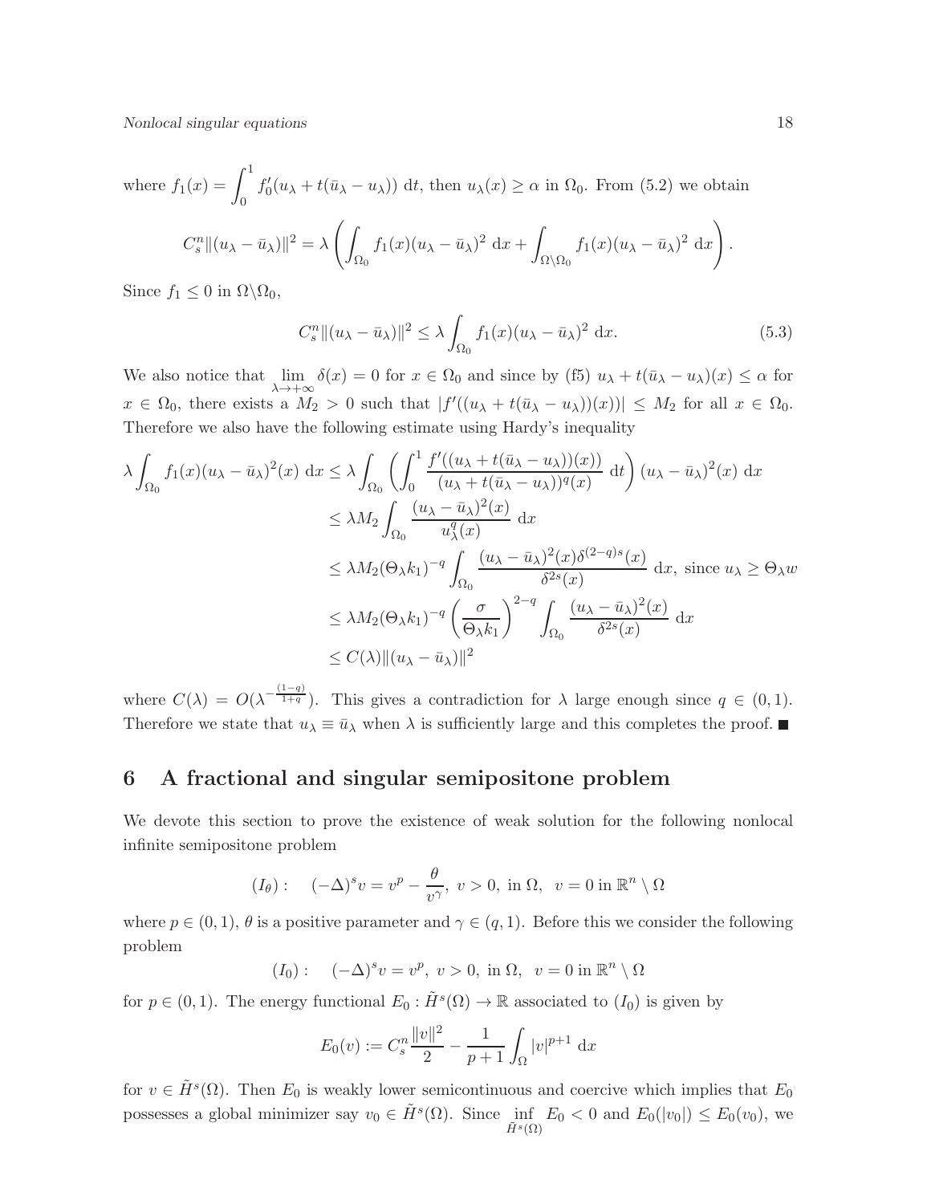where $f_1(x) = \displaystyle\int_0^1 f_0'(u_\lambda + t(\bar{u}_\lambda - u_\lambda))\ \mathrm{d}t$, then $u_\lambda(x) \geq \alpha$ in $\Omega_0$. From (5.2) we obtain

$$C_s^n\|(u_\lambda - \bar{u}_\lambda)\|^2 = \lambda\left(\int_{\Omega_0} f_1(x)(u_\lambda - \bar{u}_\lambda)^2\ \mathrm{d}x + \int_{\Omega\setminus\Omega_0} f_1(x)(u_\lambda - \bar{u}_\lambda)^2\ \mathrm{d}x\right).$$

Since $f_1 \leq 0$ in $\Omega\backslash\Omega_0$,

$$C_s^n\|(u_\lambda - \bar{u}_\lambda)\|^2 \leq \lambda\int_{\Omega_0} f_1(x)(u_\lambda - \bar{u}_\lambda)^2\ \mathrm{d}x. \tag{5.3}$$

We also notice that $\lim\limits_{\lambda\to+\infty}\delta(x) = 0$ for $x \in \Omega_0$ and since by (f5) $u_\lambda + t(\bar{u}_\lambda - u_\lambda)(x) \leq \alpha$ for $x \in \Omega_0$, there exists a $M_2 > 0$ such that $|f'((u_\lambda + t(\bar{u}_\lambda - u_\lambda))(x))| \leq M_2$ for all $x \in \Omega_0$. Therefore we also have the following estimate using Hardy's inequality

$$\begin{aligned}
\lambda\int_{\Omega_0} f_1(x)(u_\lambda - \bar{u}_\lambda)^2(x)\ \mathrm{d}x &\leq \lambda\int_{\Omega_0}\left(\int_0^1\frac{f'((u_\lambda + t(\bar{u}_\lambda - u_\lambda))(x))}{(u_\lambda + t(\bar{u}_\lambda - u_\lambda))^q(x)}\ \mathrm{d}t\right)(u_\lambda - \bar{u}_\lambda)^2(x)\ \mathrm{d}x\\
&\leq \lambda M_2\int_{\Omega_0}\frac{(u_\lambda - \bar{u}_\lambda)^2(x)}{u_\lambda^q(x)}\ \mathrm{d}x\\
&\leq \lambda M_2(\Theta_\lambda k_1)^{-q}\int_{\Omega_0}\frac{(u_\lambda - \bar{u}_\lambda)^2(x)\delta^{(2-q)s}(x)}{\delta^{2s}(x)}\ \mathrm{d}x,\ \text{since } u_\lambda \geq \Theta_\lambda w\\
&\leq \lambda M_2(\Theta_\lambda k_1)^{-q}\left(\frac{\sigma}{\Theta_\lambda k_1}\right)^{2-q}\int_{\Omega_0}\frac{(u_\lambda - \bar{u}_\lambda)^2(x)}{\delta^{2s}(x)}\ \mathrm{d}x\\
&\leq C(\lambda)\|(u_\lambda - \bar{u}_\lambda)\|^2
\end{aligned}$$

where $C(\lambda) = O(\lambda^{-\frac{(1-q)}{1+q}})$. This gives a contradiction for $\lambda$ large enough since $q \in (0,1)$. Therefore we state that $u_\lambda \equiv \bar{u}_\lambda$ when $\lambda$ is sufficiently large and this completes the proof. ■

## 6 A fractional and singular semipositone problem

We devote this section to prove the existence of weak solution for the following nonlocal infinite semipositone problem

$$(I_\theta):\quad (-\Delta)^s v = v^p - \frac{\theta}{v^\gamma},\ v > 0,\ \text{in } \Omega,\ \ v = 0 \text{ in } \mathbb{R}^n\setminus\Omega$$

where $p \in (0,1)$, $\theta$ is a positive parameter and $\gamma \in (q,1)$. Before this we consider the following problem

$$(I_0):\quad (-\Delta)^s v = v^p,\ v > 0,\ \text{in } \Omega,\ \ v = 0 \text{ in } \mathbb{R}^n\setminus\Omega$$

for $p \in (0,1)$. The energy functional $E_0 : \tilde{H}^s(\Omega) \to \mathbb{R}$ associated to $(I_0)$ is given by

$$E_0(v) := C_s^n\frac{\|v\|^2}{2} - \frac{1}{p+1}\int_\Omega |v|^{p+1}\ \mathrm{d}x$$

for $v \in \tilde{H}^s(\Omega)$. Then $E_0$ is weakly lower semicontinuous and coercive which implies that $E_0$ possesses a global minimizer say $v_0 \in \tilde{H}^s(\Omega)$. Since $\inf\limits_{\tilde{H}^s(\Omega)} E_0 < 0$ and $E_0(|v_0|) \leq E_0(v_0)$, we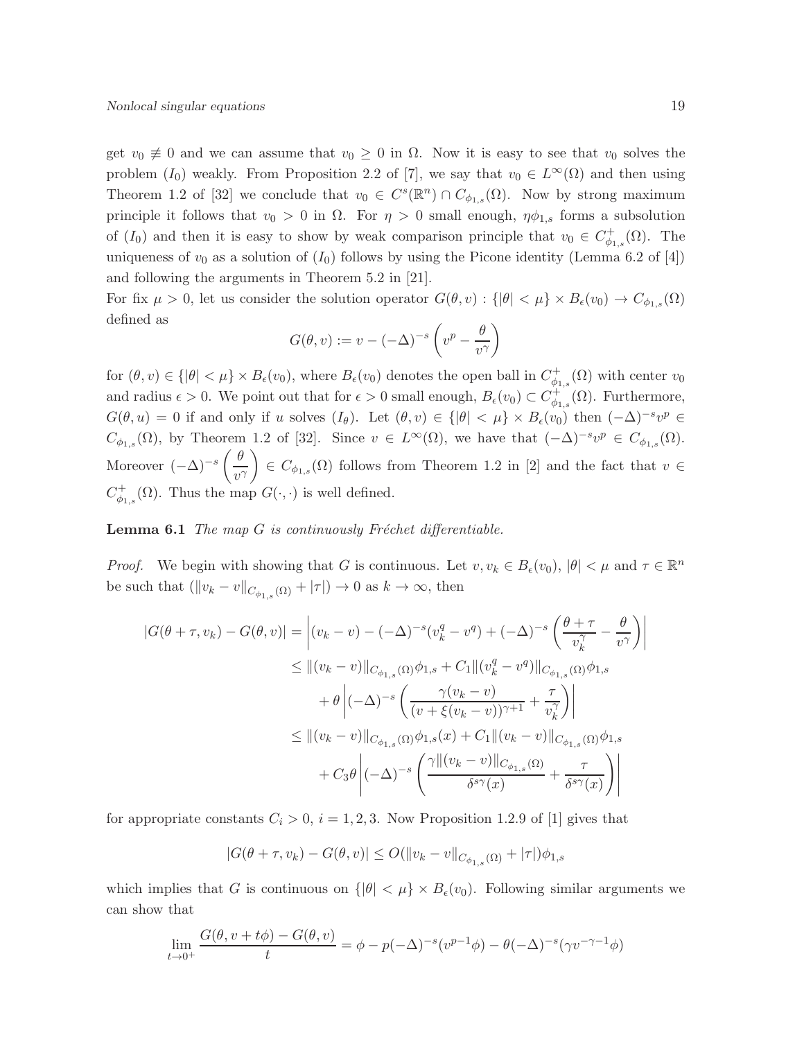get $v_0 \not\equiv 0$ and we can assume that $v_0 \geq 0$ in $\Omega$. Now it is easy to see that $v_0$ solves the problem $(I_0)$ weakly. From Proposition 2.2 of [7], we say that $v_0 \in L^\infty(\Omega)$ and then using Theorem 1.2 of [32] we conclude that $v_0 \in C^s(\mathbb{R}^n) \cap C_{\phi_{1,s}}(\Omega)$. Now by strong maximum principle it follows that $v_0 > 0$ in $\Omega$. For $\eta > 0$ small enough, $\eta\phi_{1,s}$ forms a subsolution of $(I_0)$ and then it is easy to show by weak comparison principle that $v_0 \in C^+_{\phi_{1,s}}(\Omega)$. The uniqueness of $v_0$ as a solution of $(I_0)$ follows by using the Picone identity (Lemma 6.2 of [4]) and following the arguments in Theorem 5.2 in [21].

For fix $\mu > 0$, let us consider the solution operator $G(\theta, v) : \{|\theta| < \mu\} \times B_\epsilon(v_0) \to C_{\phi_{1,s}}(\Omega)$ defined as

$$G(\theta, v) := v - (-\Delta)^{-s}\left(v^p - \frac{\theta}{v^\gamma}\right)$$

for $(\theta, v) \in \{|\theta| < \mu\} \times B_\epsilon(v_0)$, where $B_\epsilon(v_0)$ denotes the open ball in $C^+_{\phi_{1,s}}(\Omega)$ with center $v_0$ and radius $\epsilon > 0$. We point out that for $\epsilon > 0$ small enough, $B_\epsilon(v_0) \subset C^+_{\phi_{1,s}}(\Omega)$. Furthermore, $G(\theta, u) = 0$ if and only if $u$ solves $(I_\theta)$. Let $(\theta, v) \in \{|\theta| < \mu\} \times B_\epsilon(v_0)$ then $(-\Delta)^{-s}v^p \in C_{\phi_{1,s}}(\Omega)$, by Theorem 1.2 of [32]. Since $v \in L^\infty(\Omega)$, we have that $(-\Delta)^{-s}v^p \in C_{\phi_{1,s}}(\Omega)$. Moreover $(-\Delta)^{-s}\left(\dfrac{\theta}{v^\gamma}\right) \in C_{\phi_{1,s}}(\Omega)$ follows from Theorem 1.2 in [2] and the fact that $v \in C^+_{\phi_{1,s}}(\Omega)$. Thus the map $G(\cdot, \cdot)$ is well defined.

**Lemma 6.1** *The map $G$ is continuously Fréchet differentiable.*

*Proof.* We begin with showing that $G$ is continuous. Let $v, v_k \in B_\epsilon(v_0)$, $|\theta| < \mu$ and $\tau \in \mathbb{R}^n$ be such that $(\|v_k - v\|_{C_{\phi_{1,s}}(\Omega)} + |\tau|) \to 0$ as $k \to \infty$, then

$$\begin{aligned}
|G(\theta + \tau, v_k) - G(\theta, v)| &= \left|(v_k - v) - (-\Delta)^{-s}(v_k^q - v^q) + (-\Delta)^{-s}\left(\frac{\theta + \tau}{v_k^\gamma} - \frac{\theta}{v^\gamma}\right)\right| \\
&\leq \|(v_k - v)\|_{C_{\phi_{1,s}}(\Omega)}\phi_{1,s} + C_1\|(v_k^q - v^q)\|_{C_{\phi_{1,s}}(\Omega)}\phi_{1,s} \\
&\quad + \theta\left|(-\Delta)^{-s}\left(\frac{\gamma(v_k - v)}{(v + \xi(v_k - v))^{\gamma+1}} + \frac{\tau}{v_k^\gamma}\right)\right| \\
&\leq \|(v_k - v)\|_{C_{\phi_{1,s}}(\Omega)}\phi_{1,s}(x) + C_1\|(v_k - v)\|_{C_{\phi_{1,s}}(\Omega)}\phi_{1,s} \\
&\quad + C_3\theta\left|(-\Delta)^{-s}\left(\frac{\gamma\|(v_k - v)\|_{C_{\phi_{1,s}}(\Omega)}}{\delta^{s\gamma}(x)} + \frac{\tau}{\delta^{s\gamma}(x)}\right)\right|
\end{aligned}$$

for appropriate constants $C_i > 0$, $i = 1, 2, 3$. Now Proposition 1.2.9 of [1] gives that

$$|G(\theta + \tau, v_k) - G(\theta, v)| \leq O(\|v_k - v\|_{C_{\phi_{1,s}}(\Omega)} + |\tau|)\phi_{1,s}$$

which implies that $G$ is continuous on $\{|\theta| < \mu\} \times B_\epsilon(v_0)$. Following similar arguments we can show that

$$\lim_{t \to 0^+} \frac{G(\theta, v + t\phi) - G(\theta, v)}{t} = \phi - p(-\Delta)^{-s}(v^{p-1}\phi) - \theta(-\Delta)^{-s}(\gamma v^{-\gamma-1}\phi)$$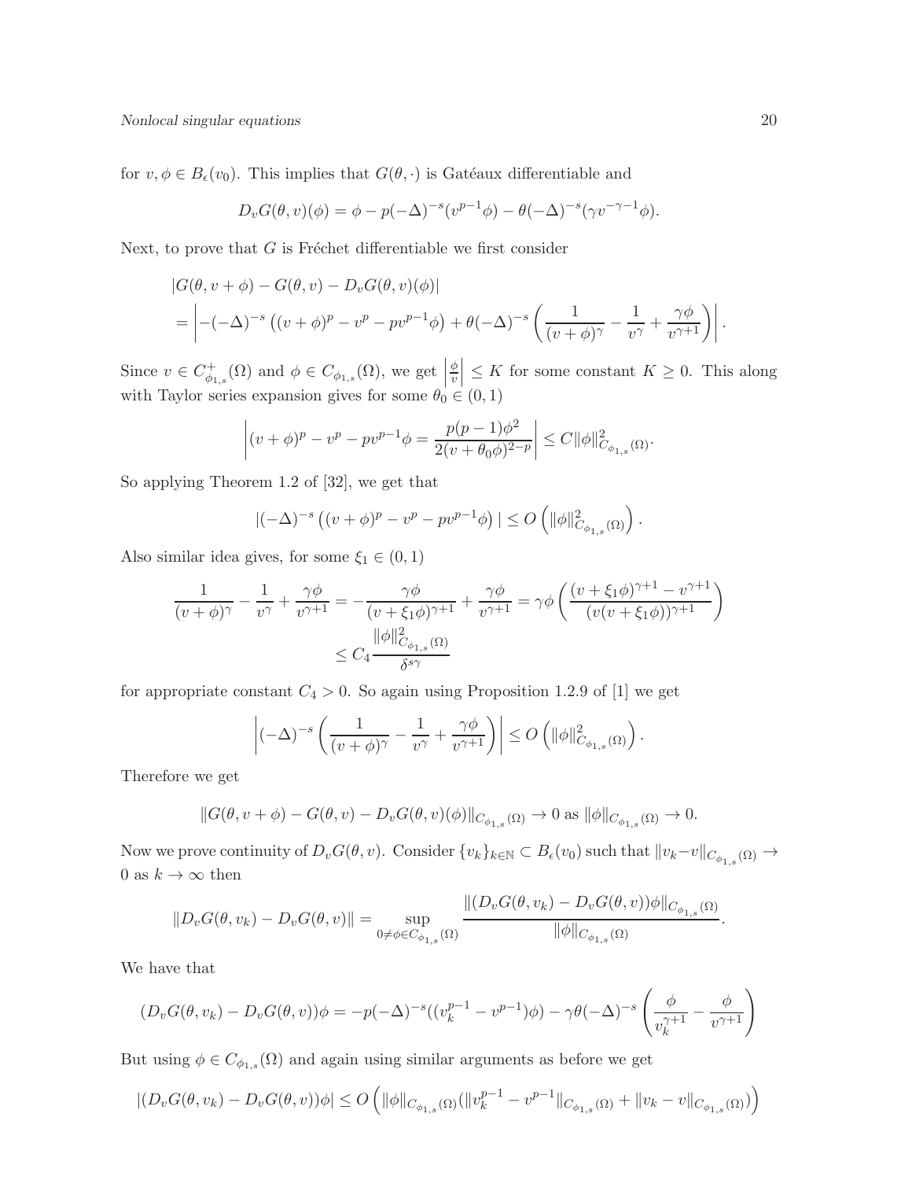for $v, \phi \in B_\epsilon(v_0)$. This implies that $G(\theta, \cdot)$ is Gatéaux differentiable and

$$D_v G(\theta, v)(\phi) = \phi - p(-\Delta)^{-s}(v^{p-1}\phi) - \theta(-\Delta)^{-s}(\gamma v^{-\gamma-1}\phi).$$

Next, to prove that $G$ is Fréchet differentiable we first consider

$$\begin{aligned}
&|G(\theta, v+\phi) - G(\theta, v) - D_v G(\theta, v)(\phi)| \\
&= \left| -(-\Delta)^{-s}\left((v+\phi)^p - v^p - pv^{p-1}\phi\right) + \theta(-\Delta)^{-s}\left(\frac{1}{(v+\phi)^\gamma} - \frac{1}{v^\gamma} + \frac{\gamma\phi}{v^{\gamma+1}}\right)\right|.
\end{aligned}$$

Since $v \in C^+_{\phi_{1,s}}(\Omega)$ and $\phi \in C_{\phi_{1,s}}(\Omega)$, we get $\left|\frac{\phi}{v}\right| \leq K$ for some constant $K \geq 0$. This along with Taylor series expansion gives for some $\theta_0 \in (0,1)$

$$\left|(v+\phi)^p - v^p - pv^{p-1}\phi = \frac{p(p-1)\phi^2}{2(v+\theta_0\phi)^{2-p}}\right| \leq C\|\phi\|^2_{C_{\phi_{1,s}}(\Omega)}.$$

So applying Theorem 1.2 of [32], we get that

$$|(-\Delta)^{-s}\left((v+\phi)^p - v^p - pv^{p-1}\phi\right)| \leq O\left(\|\phi\|^2_{C_{\phi_{1,s}}(\Omega)}\right).$$

Also similar idea gives, for some $\xi_1 \in (0,1)$

$$\begin{aligned}
\frac{1}{(v+\phi)^\gamma} - \frac{1}{v^\gamma} + \frac{\gamma\phi}{v^{\gamma+1}} &= -\frac{\gamma\phi}{(v+\xi_1\phi)^{\gamma+1}} + \frac{\gamma\phi}{v^{\gamma+1}} = \gamma\phi\left(\frac{(v+\xi_1\phi)^{\gamma+1} - v^{\gamma+1}}{(v(v+\xi_1\phi))^{\gamma+1}}\right) \\
&\leq C_4\frac{\|\phi\|^2_{C_{\phi_{1,s}}(\Omega)}}{\delta^{s\gamma}}
\end{aligned}$$

for appropriate constant $C_4 > 0$. So again using Proposition 1.2.9 of [1] we get

$$\left|(-\Delta)^{-s}\left(\frac{1}{(v+\phi)^\gamma} - \frac{1}{v^\gamma} + \frac{\gamma\phi}{v^{\gamma+1}}\right)\right| \leq O\left(\|\phi\|^2_{C_{\phi_{1,s}}(\Omega)}\right).$$

Therefore we get

$$\|G(\theta, v+\phi) - G(\theta, v) - D_v G(\theta, v)(\phi)\|_{C_{\phi_{1,s}}(\Omega)} \to 0 \text{ as } \|\phi\|_{C_{\phi_{1,s}}(\Omega)} \to 0.$$

Now we prove continuity of $D_v G(\theta, v)$. Consider $\{v_k\}_{k\in\mathbb{N}} \subset B_\epsilon(v_0)$ such that $\|v_k - v\|_{C_{\phi_{1,s}}(\Omega)} \to 0$ as $k \to \infty$ then

$$\|D_v G(\theta, v_k) - D_v G(\theta, v)\| = \sup_{0\neq\phi\in C_{\phi_{1,s}}(\Omega)} \frac{\|(D_v G(\theta, v_k) - D_v G(\theta, v))\phi\|_{C_{\phi_{1,s}}(\Omega)}}{\|\phi\|_{C_{\phi_{1,s}}(\Omega)}}.$$

We have that

$$(D_v G(\theta, v_k) - D_v G(\theta, v))\phi = -p(-\Delta)^{-s}((v_k^{p-1} - v^{p-1})\phi) - \gamma\theta(-\Delta)^{-s}\left(\frac{\phi}{v_k^{\gamma+1}} - \frac{\phi}{v^{\gamma+1}}\right)$$

But using $\phi \in C_{\phi_{1,s}}(\Omega)$ and again using similar arguments as before we get

$$|(D_v G(\theta, v_k) - D_v G(\theta, v))\phi| \leq O\left(\|\phi\|_{C_{\phi_{1,s}}(\Omega)}(\|v_k^{p-1} - v^{p-1}\|_{C_{\phi_{1,s}}(\Omega)} + \|v_k - v\|_{C_{\phi_{1,s}}(\Omega)})\right)$$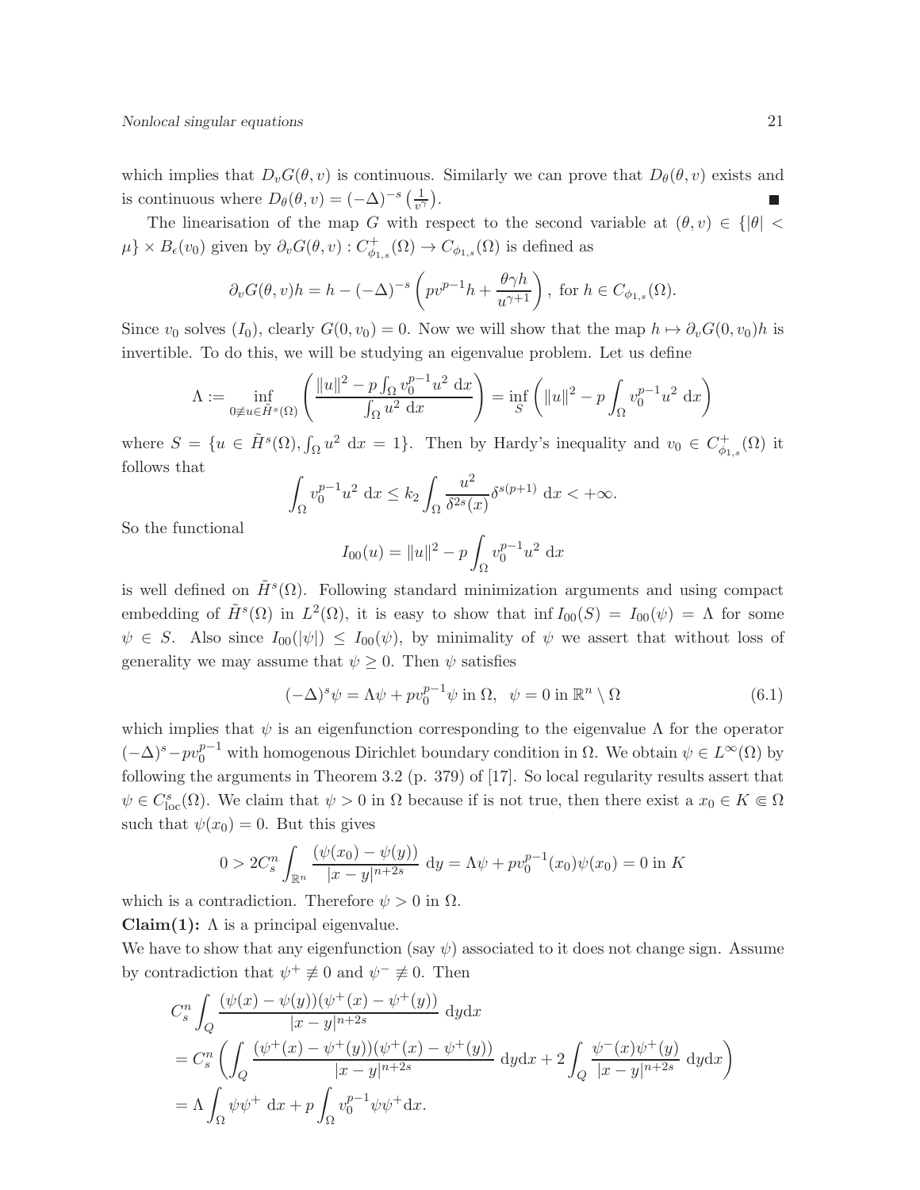which implies that $D_vG(\theta, v)$ is continuous. Similarly we can prove that $D_\theta(\theta, v)$ exists and is continuous where $D_\theta(\theta, v) = (-\Delta)^{-s}\left(\frac{1}{v^\gamma}\right)$. ∎

The linearisation of the map $G$ with respect to the second variable at $(\theta, v) \in \{|\theta| < \mu\} \times B_\epsilon(v_0)$ given by $\partial_v G(\theta, v) : C^+_{\phi_{1,s}}(\Omega) \to C_{\phi_{1,s}}(\Omega)$ is defined as

$$\partial_v G(\theta, v)h = h - (-\Delta)^{-s}\left(pv^{p-1}h + \frac{\theta\gamma h}{u^{\gamma+1}}\right), \text{ for } h \in C_{\phi_{1,s}}(\Omega).$$

Since $v_0$ solves $(I_0)$, clearly $G(0, v_0) = 0$. Now we will show that the map $h \mapsto \partial_v G(0, v_0)h$ is invertible. To do this, we will be studying an eigenvalue problem. Let us define

$$\Lambda := \inf_{0 \not\equiv u \in \tilde{H}^s(\Omega)} \left(\frac{\|u\|^2 - p\int_\Omega v_0^{p-1}u^2 \, \mathrm{d}x}{\int_\Omega u^2 \, \mathrm{d}x}\right) = \inf_S \left(\|u\|^2 - p\int_\Omega v_0^{p-1}u^2 \, \mathrm{d}x\right)$$

where $S = \{u \in \tilde{H}^s(\Omega), \int_\Omega u^2 \, \mathrm{d}x = 1\}$. Then by Hardy's inequality and $v_0 \in C^+_{\phi_{1,s}}(\Omega)$ it follows that

$$\int_\Omega v_0^{p-1}u^2 \, \mathrm{d}x \le k_2 \int_\Omega \frac{u^2}{\delta^{2s}(x)}\delta^{s(p+1)} \, \mathrm{d}x < +\infty.$$

So the functional

$$I_{00}(u) = \|u\|^2 - p\int_\Omega v_0^{p-1}u^2 \, \mathrm{d}x$$

is well defined on $\tilde{H}^s(\Omega)$. Following standard minimization arguments and using compact embedding of $\tilde{H}^s(\Omega)$ in $L^2(\Omega)$, it is easy to show that $\inf I_{00}(S) = I_{00}(\psi) = \Lambda$ for some $\psi \in S$. Also since $I_{00}(|\psi|) \le I_{00}(\psi)$, by minimality of $\psi$ we assert that without loss of generality we may assume that $\psi \ge 0$. Then $\psi$ satisfies

$$(-\Delta)^s\psi = \Lambda\psi + pv_0^{p-1}\psi \text{ in } \Omega, \;\; \psi = 0 \text{ in } \mathbb{R}^n \setminus \Omega \tag{6.1}$$

which implies that $\psi$ is an eigenfunction corresponding to the eigenvalue $\Lambda$ for the operator $(-\Delta)^s - pv_0^{p-1}$ with homogenous Dirichlet boundary condition in $\Omega$. We obtain $\psi \in L^\infty(\Omega)$ by following the arguments in Theorem 3.2 (p. 379) of [17]. So local regularity results assert that $\psi \in C^s_{\mathrm{loc}}(\Omega)$. We claim that $\psi > 0$ in $\Omega$ because if is not true, then there exist a $x_0 \in K \Subset \Omega$ such that $\psi(x_0) = 0$. But this gives

$$0 > 2C_s^n \int_{\mathbb{R}^n} \frac{(\psi(x_0) - \psi(y))}{|x-y|^{n+2s}} \, \mathrm{d}y = \Lambda\psi + pv_0^{p-1}(x_0)\psi(x_0) = 0 \text{ in } K$$

which is a contradiction. Therefore $\psi > 0$ in $\Omega$.

**Claim(1):** $\Lambda$ is a principal eigenvalue.

We have to show that any eigenfunction (say $\psi$) associated to it does not change sign. Assume by contradiction that $\psi^+ \not\equiv 0$ and $\psi^- \not\equiv 0$. Then

$$\begin{aligned}
&C_s^n \int_Q \frac{(\psi(x) - \psi(y))(\psi^+(x) - \psi^+(y))}{|x-y|^{n+2s}} \, \mathrm{d}y\mathrm{d}x \\
&= C_s^n \left(\int_Q \frac{(\psi^+(x) - \psi^+(y))(\psi^+(x) - \psi^+(y))}{|x-y|^{n+2s}} \, \mathrm{d}y\mathrm{d}x + 2\int_Q \frac{\psi^-(x)\psi^+(y)}{|x-y|^{n+2s}} \, \mathrm{d}y\mathrm{d}x\right) \\
&= \Lambda \int_\Omega \psi\psi^+ \, \mathrm{d}x + p\int_\Omega v_0^{p-1}\psi\psi^+ \mathrm{d}x.
\end{aligned}$$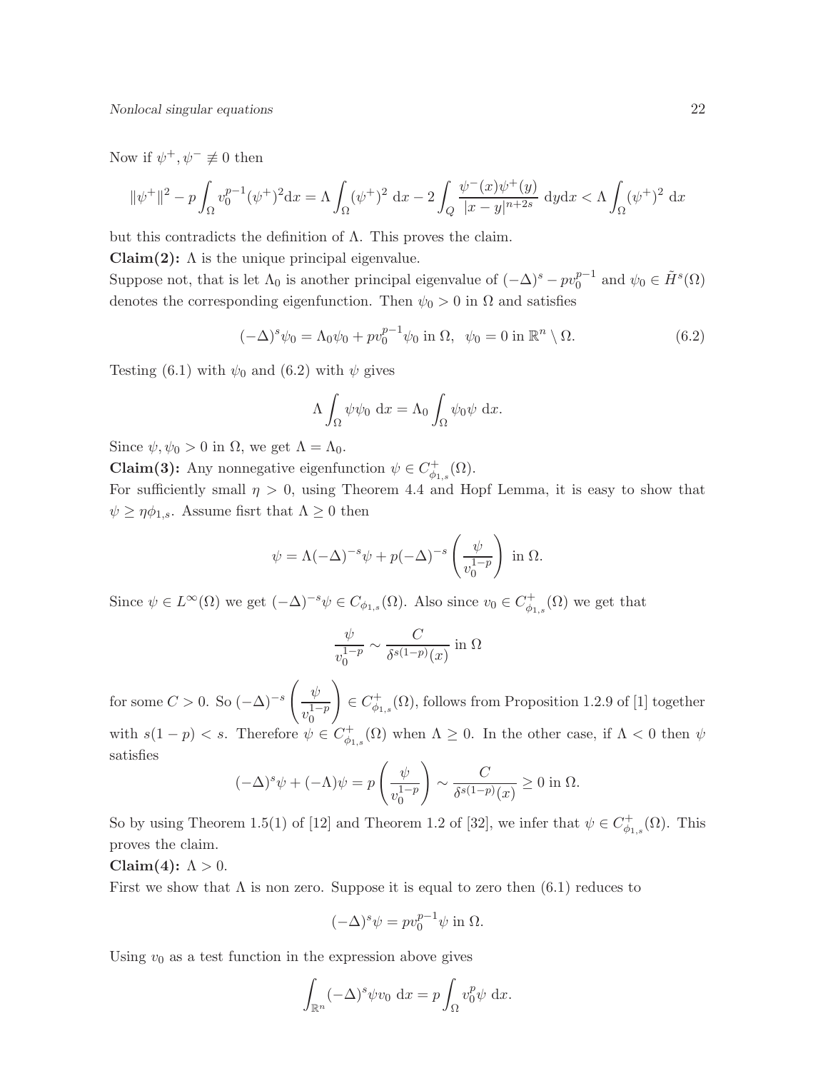Now if $\psi^+, \psi^- \not\equiv 0$ then

$$\|\psi^+\|^2 - p\int_\Omega v_0^{p-1}(\psi^+)^2 \mathrm{d}x = \Lambda \int_\Omega (\psi^+)^2 \ \mathrm{d}x - 2\int_Q \frac{\psi^-(x)\psi^+(y)}{|x-y|^{n+2s}} \ \mathrm{d}y\mathrm{d}x < \Lambda \int_\Omega (\psi^+)^2 \ \mathrm{d}x$$

but this contradicts the definition of $\Lambda$. This proves the claim.

**Claim(2):** $\Lambda$ is the unique principal eigenvalue.

Suppose not, that is let $\Lambda_0$ is another principal eigenvalue of $(-\Delta)^s - pv_0^{p-1}$ and $\psi_0 \in \tilde{H}^s(\Omega)$ denotes the corresponding eigenfunction. Then $\psi_0 > 0$ in $\Omega$ and satisfies

$$(-\Delta)^s \psi_0 = \Lambda_0 \psi_0 + pv_0^{p-1}\psi_0 \text{ in } \Omega, \ \ \psi_0 = 0 \text{ in } \mathbb{R}^n \setminus \Omega. \tag{6.2}$$

Testing (6.1) with $\psi_0$ and (6.2) with $\psi$ gives

$$\Lambda \int_\Omega \psi\psi_0 \ \mathrm{d}x = \Lambda_0 \int_\Omega \psi_0 \psi \ \mathrm{d}x.$$

Since $\psi, \psi_0 > 0$ in $\Omega$, we get $\Lambda = \Lambda_0$.

**Claim(3):** Any nonnegative eigenfunction $\psi \in C^+_{\phi_{1,s}}(\Omega)$.

For sufficiently small $\eta > 0$, using Theorem 4.4 and Hopf Lemma, it is easy to show that $\psi \geq \eta\phi_{1,s}$. Assume fisrt that $\Lambda \geq 0$ then

$$\psi = \Lambda(-\Delta)^{-s}\psi + p(-\Delta)^{-s}\left(\frac{\psi}{v_0^{1-p}}\right) \text{ in } \Omega.$$

Since $\psi \in L^\infty(\Omega)$ we get $(-\Delta)^{-s}\psi \in C_{\phi_{1,s}}(\Omega)$. Also since $v_0 \in C^+_{\phi_{1,s}}(\Omega)$ we get that

$$\frac{\psi}{v_0^{1-p}} \sim \frac{C}{\delta^{s(1-p)}(x)} \text{ in } \Omega$$

for some $C > 0$. So $(-\Delta)^{-s}\left(\frac{\psi}{v_0^{1-p}}\right) \in C^+_{\phi_{1,s}}(\Omega)$, follows from Proposition 1.2.9 of [1] together with $s(1-p) < s$. Therefore $\psi \in C^+_{\phi_{1,s}}(\Omega)$ when $\Lambda \geq 0$. In the other case, if $\Lambda < 0$ then $\psi$ satisfies

$$(-\Delta)^s\psi + (-\Lambda)\psi = p\left(\frac{\psi}{v_0^{1-p}}\right) \sim \frac{C}{\delta^{s(1-p)}(x)} \geq 0 \text{ in } \Omega.$$

So by using Theorem 1.5(1) of [12] and Theorem 1.2 of [32], we infer that $\psi \in C^+_{\phi_{1,s}}(\Omega)$. This proves the claim.

**Claim(4):** $\Lambda > 0$.

First we show that $\Lambda$ is non zero. Suppose it is equal to zero then (6.1) reduces to

$$(-\Delta)^s\psi = pv_0^{p-1}\psi \text{ in } \Omega.$$

Using $v_0$ as a test function in the expression above gives

$$\int_{\mathbb{R}^n} (-\Delta)^s \psi v_0 \ \mathrm{d}x = p\int_\Omega v_0^p \psi \ \mathrm{d}x.$$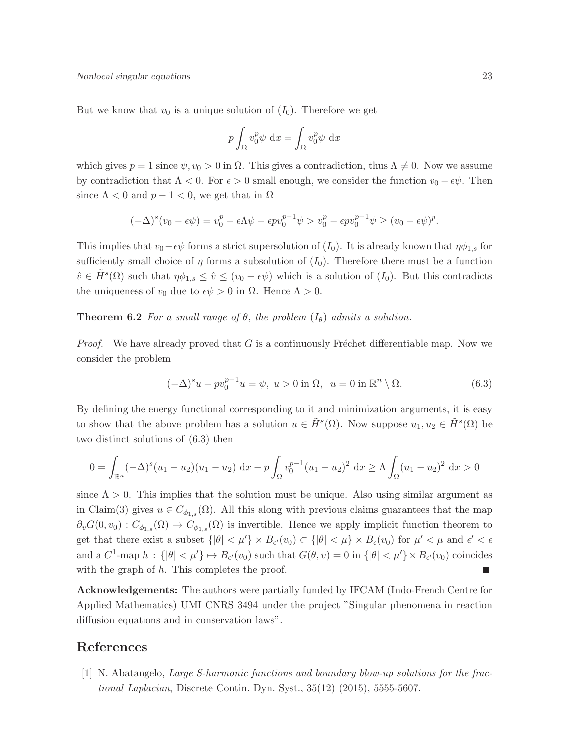But we know that $v_0$ is a unique solution of $(I_0)$. Therefore we get

$$p\int_\Omega v_0^p\psi \ \mathrm{d}x = \int_\Omega v_0^p \psi \ \mathrm{d}x$$

which gives $p = 1$ since $\psi, v_0 > 0$ in $\Omega$. This gives a contradiction, thus $\Lambda \neq 0$. Now we assume by contradiction that $\Lambda < 0$. For $\epsilon > 0$ small enough, we consider the function $v_0 - \epsilon\psi$. Then since $\Lambda < 0$ and $p - 1 < 0$, we get that in $\Omega$

$$(-\Delta)^s(v_0 - \epsilon\psi) = v_0^p - \epsilon\Lambda\psi - \epsilon p v_0^{p-1}\psi > v_0^p - \epsilon p v_0^{p-1}\psi \geq (v_0 - \epsilon\psi)^p.$$

This implies that $v_0 - \epsilon\psi$ forms a strict supersolution of $(I_0)$. It is already known that $\eta\phi_{1,s}$ for sufficiently small choice of $\eta$ forms a subsolution of $(I_0)$. Therefore there must be a function $\hat{v} \in \tilde{H}^s(\Omega)$ such that $\eta\phi_{1,s} \leq \hat{v} \leq (v_0 - \epsilon\psi)$ which is a solution of $(I_0)$. But this contradicts the uniqueness of $v_0$ due to $\epsilon\psi > 0$ in $\Omega$. Hence $\Lambda > 0$.

**Theorem 6.2** *For a small range of $\theta$, the problem $(I_\theta)$ admits a solution.*

*Proof.* We have already proved that $G$ is a continuously Fréchet differentiable map. Now we consider the problem

$$(-\Delta)^s u - p v_0^{p-1} u = \psi, \ u > 0 \text{ in } \Omega, \ \ u = 0 \text{ in } \mathbb{R}^n \setminus \Omega. \tag{6.3}$$

By defining the energy functional corresponding to it and minimization arguments, it is easy to show that the above problem has a solution $u \in \tilde{H}^s(\Omega)$. Now suppose $u_1, u_2 \in \tilde{H}^s(\Omega)$ be two distinct solutions of (6.3) then

$$0 = \int_{\mathbb{R}^n} (-\Delta)^s(u_1 - u_2)(u_1 - u_2) \ \mathrm{d}x - p\int_\Omega v_0^{p-1}(u_1 - u_2)^2 \ \mathrm{d}x \geq \Lambda \int_\Omega (u_1 - u_2)^2 \ \mathrm{d}x > 0$$

since $\Lambda > 0$. This implies that the solution must be unique. Also using similar argument as in Claim(3) gives $u \in C_{\phi_{1,s}}(\Omega)$. All this along with previous claims guarantees that the map $\partial_v G(0, v_0) : C_{\phi_{1,s}}(\Omega) \to C_{\phi_{1,s}}(\Omega)$ is invertible. Hence we apply implicit function theorem to get that there exist a subset $\{|\theta| < \mu'\} \times B_{\epsilon'}(v_0) \subset \{|\theta| < \mu\} \times B_\epsilon(v_0)$ for $\mu' < \mu$ and $\epsilon' < \epsilon$ and a $C^1$-map $h : \{|\theta| < \mu'\} \mapsto B_{\epsilon'}(v_0)$ such that $G(\theta, v) = 0$ in $\{|\theta| < \mu'\} \times B_{\epsilon'}(v_0)$ coincides with the graph of $h$. This completes the proof. ∎

**Acknowledgements:** The authors were partially funded by IFCAM (Indo-French Centre for Applied Mathematics) UMI CNRS 3494 under the project "Singular phenomena in reaction diffusion equations and in conservation laws".

## References

[1] N. Abatangelo, *Large S-harmonic functions and boundary blow-up solutions for the fractional Laplacian*, Discrete Contin. Dyn. Syst., 35(12) (2015), 5555-5607.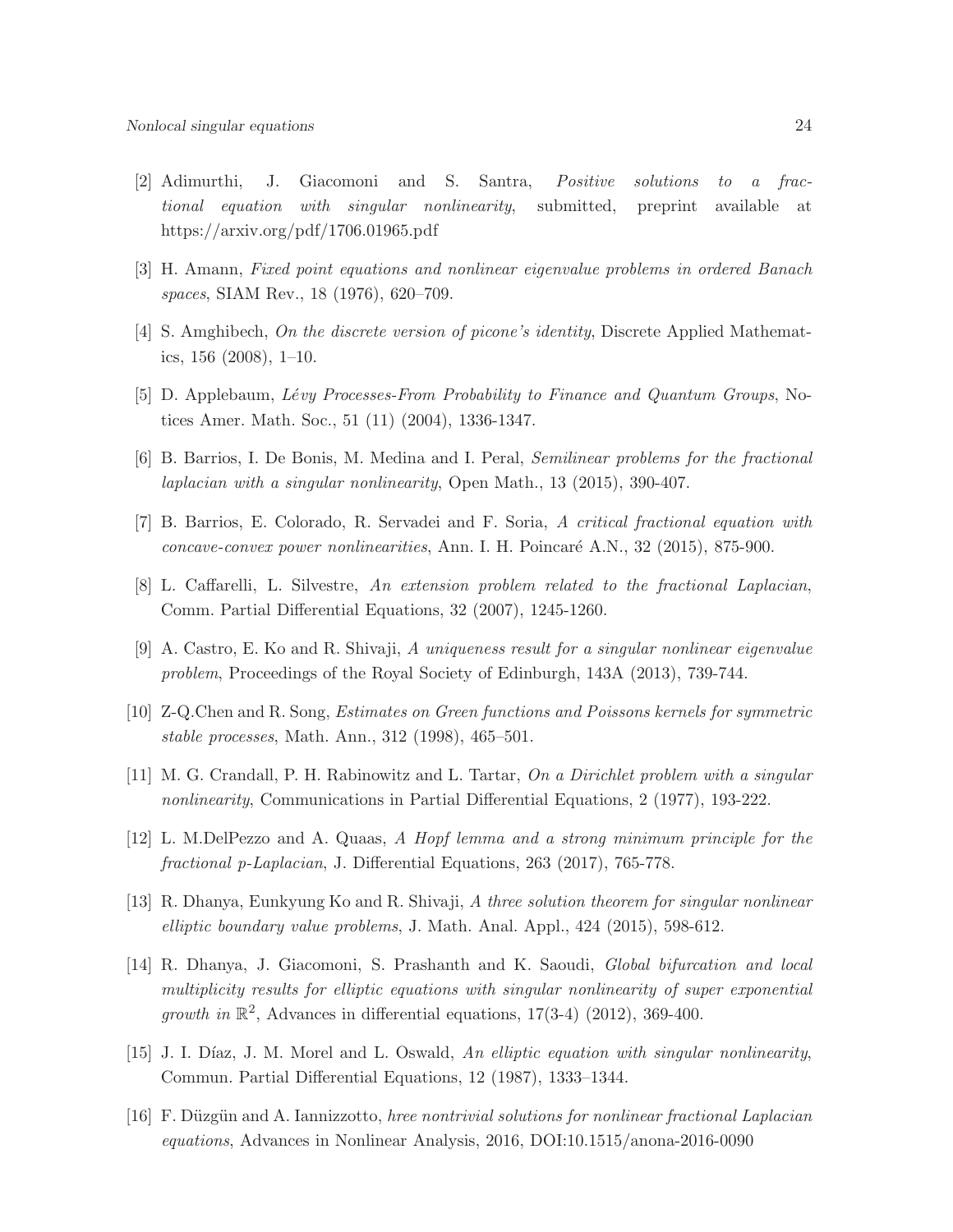[2] Adimurthi, J. Giacomoni and S. Santra, *Positive solutions to a fractional equation with singular nonlinearity*, submitted, preprint available at https://arxiv.org/pdf/1706.01965.pdf

[3] H. Amann, *Fixed point equations and nonlinear eigenvalue problems in ordered Banach spaces*, SIAM Rev., 18 (1976), 620–709.

[4] S. Amghibech, *On the discrete version of picone's identity*, Discrete Applied Mathematics, 156 (2008), 1–10.

[5] D. Applebaum, *Lévy Processes-From Probability to Finance and Quantum Groups*, Notices Amer. Math. Soc., 51 (11) (2004), 1336-1347.

[6] B. Barrios, I. De Bonis, M. Medina and I. Peral, *Semilinear problems for the fractional laplacian with a singular nonlinearity*, Open Math., 13 (2015), 390-407.

[7] B. Barrios, E. Colorado, R. Servadei and F. Soria, *A critical fractional equation with concave-convex power nonlinearities*, Ann. I. H. Poincaré A.N., 32 (2015), 875-900.

[8] L. Caffarelli, L. Silvestre, *An extension problem related to the fractional Laplacian*, Comm. Partial Differential Equations, 32 (2007), 1245-1260.

[9] A. Castro, E. Ko and R. Shivaji, *A uniqueness result for a singular nonlinear eigenvalue problem*, Proceedings of the Royal Society of Edinburgh, 143A (2013), 739-744.

[10] Z-Q.Chen and R. Song, *Estimates on Green functions and Poissons kernels for symmetric stable processes*, Math. Ann., 312 (1998), 465–501.

[11] M. G. Crandall, P. H. Rabinowitz and L. Tartar, *On a Dirichlet problem with a singular nonlinearity*, Communications in Partial Differential Equations, 2 (1977), 193-222.

[12] L. M.DelPezzo and A. Quaas, *A Hopf lemma and a strong minimum principle for the fractional p-Laplacian*, J. Differential Equations, 263 (2017), 765-778.

[13] R. Dhanya, Eunkyung Ko and R. Shivaji, *A three solution theorem for singular nonlinear elliptic boundary value problems*, J. Math. Anal. Appl., 424 (2015), 598-612.

[14] R. Dhanya, J. Giacomoni, S. Prashanth and K. Saoudi, *Global bifurcation and local multiplicity results for elliptic equations with singular nonlinearity of super exponential growth in* $\mathbb{R}^2$, Advances in differential equations, 17(3-4) (2012), 369-400.

[15] J. I. Díaz, J. M. Morel and L. Oswald, *An elliptic equation with singular nonlinearity*, Commun. Partial Differential Equations, 12 (1987), 1333–1344.

[16] F. Düzgün and A. Iannizzotto, *hree nontrivial solutions for nonlinear fractional Laplacian equations*, Advances in Nonlinear Analysis, 2016, DOI:10.1515/anona-2016-0090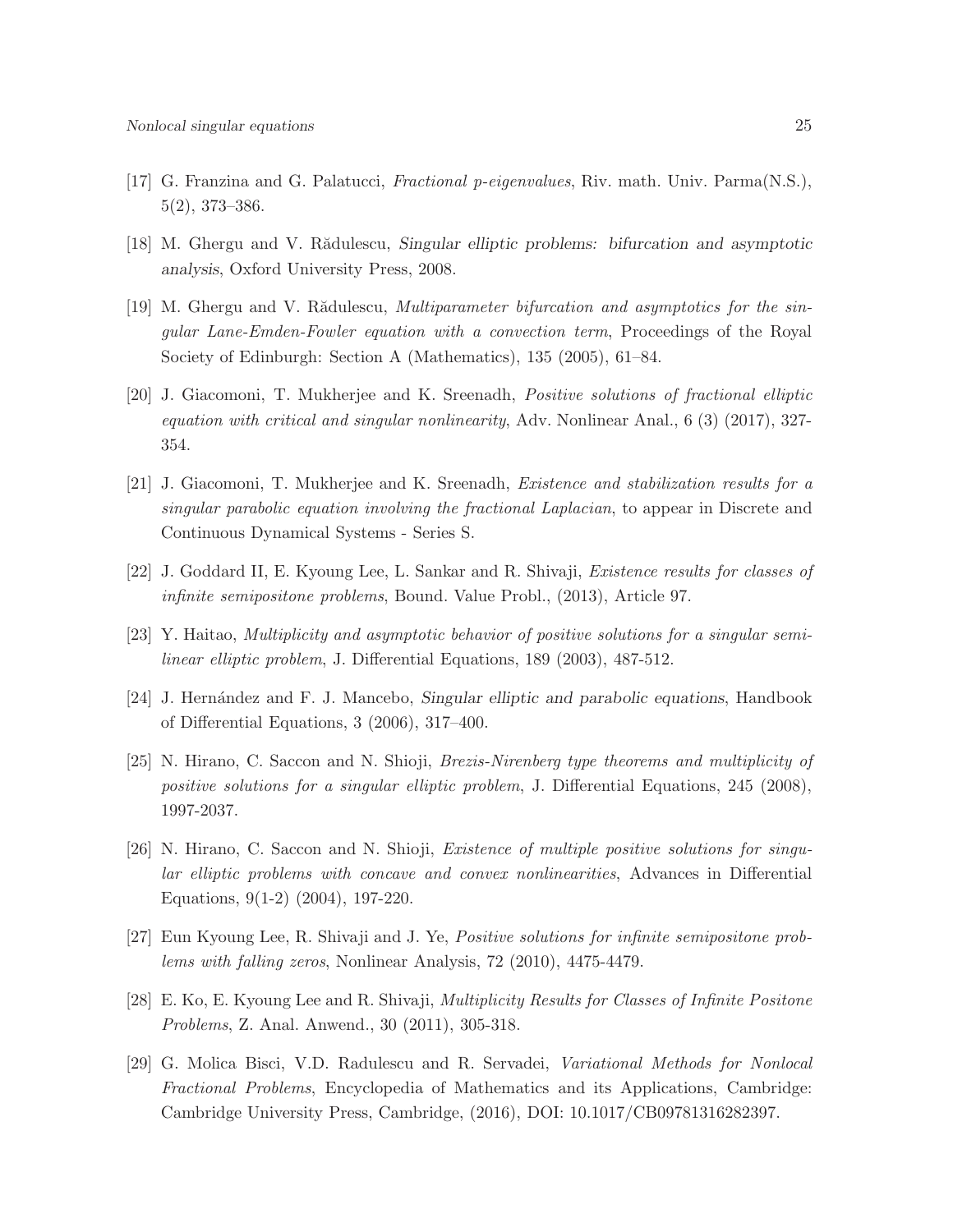[17] G. Franzina and G. Palatucci, *Fractional p-eigenvalues*, Riv. math. Univ. Parma(N.S.), 5(2), 373–386.

[18] M. Ghergu and V. Rădulescu, *Singular elliptic problems: bifurcation and asymptotic analysis*, Oxford University Press, 2008.

[19] M. Ghergu and V. Rădulescu, *Multiparameter bifurcation and asymptotics for the singular Lane-Emden-Fowler equation with a convection term*, Proceedings of the Royal Society of Edinburgh: Section A (Mathematics), 135 (2005), 61–84.

[20] J. Giacomoni, T. Mukherjee and K. Sreenadh, *Positive solutions of fractional elliptic equation with critical and singular nonlinearity*, Adv. Nonlinear Anal., 6 (3) (2017), 327-354.

[21] J. Giacomoni, T. Mukherjee and K. Sreenadh, *Existence and stabilization results for a singular parabolic equation involving the fractional Laplacian*, to appear in Discrete and Continuous Dynamical Systems - Series S.

[22] J. Goddard II, E. Kyoung Lee, L. Sankar and R. Shivaji, *Existence results for classes of infinite semipositone problems*, Bound. Value Probl., (2013), Article 97.

[23] Y. Haitao, *Multiplicity and asymptotic behavior of positive solutions for a singular semilinear elliptic problem*, J. Differential Equations, 189 (2003), 487-512.

[24] J. Hernández and F. J. Mancebo, *Singular elliptic and parabolic equations*, Handbook of Differential Equations, 3 (2006), 317–400.

[25] N. Hirano, C. Saccon and N. Shioji, *Brezis-Nirenberg type theorems and multiplicity of positive solutions for a singular elliptic problem*, J. Differential Equations, 245 (2008), 1997-2037.

[26] N. Hirano, C. Saccon and N. Shioji, *Existence of multiple positive solutions for singular elliptic problems with concave and convex nonlinearities*, Advances in Differential Equations, 9(1-2) (2004), 197-220.

[27] Eun Kyoung Lee, R. Shivaji and J. Ye, *Positive solutions for infinite semipositone problems with falling zeros*, Nonlinear Analysis, 72 (2010), 4475-4479.

[28] E. Ko, E. Kyoung Lee and R. Shivaji, *Multiplicity Results for Classes of Infinite Positone Problems*, Z. Anal. Anwend., 30 (2011), 305-318.

[29] G. Molica Bisci, V.D. Radulescu and R. Servadei, *Variational Methods for Nonlocal Fractional Problems*, Encyclopedia of Mathematics and its Applications, Cambridge: Cambridge University Press, Cambridge, (2016), DOI: 10.1017/CB09781316282397.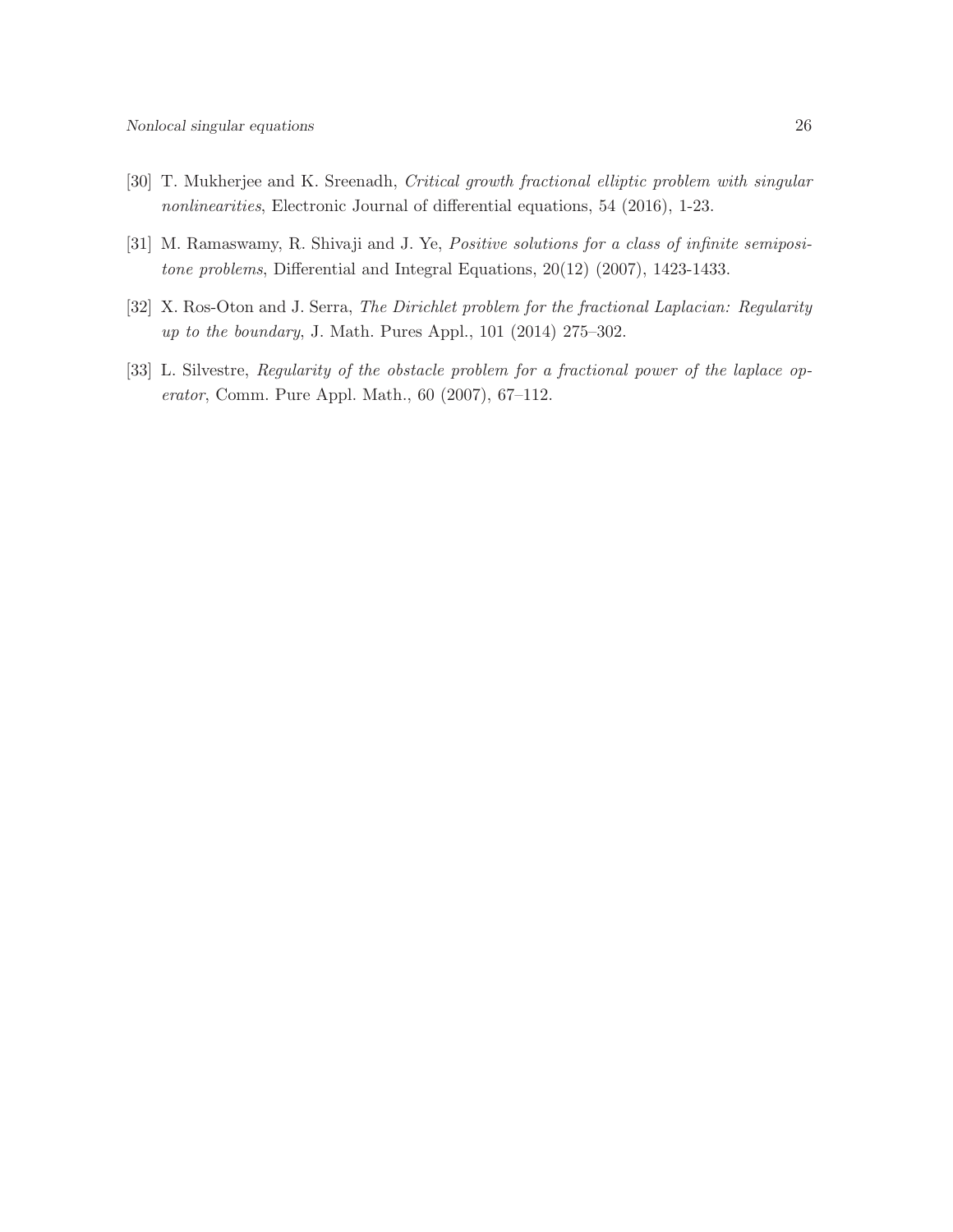[30] T. Mukherjee and K. Sreenadh, *Critical growth fractional elliptic problem with singular nonlinearities*, Electronic Journal of differential equations, 54 (2016), 1-23.

[31] M. Ramaswamy, R. Shivaji and J. Ye, *Positive solutions for a class of infinite semipositone problems*, Differential and Integral Equations, 20(12) (2007), 1423-1433.

[32] X. Ros-Oton and J. Serra, *The Dirichlet problem for the fractional Laplacian: Regularity up to the boundary*, J. Math. Pures Appl., 101 (2014) 275–302.

[33] L. Silvestre, *Regularity of the obstacle problem for a fractional power of the laplace operator*, Comm. Pure Appl. Math., 60 (2007), 67–112.